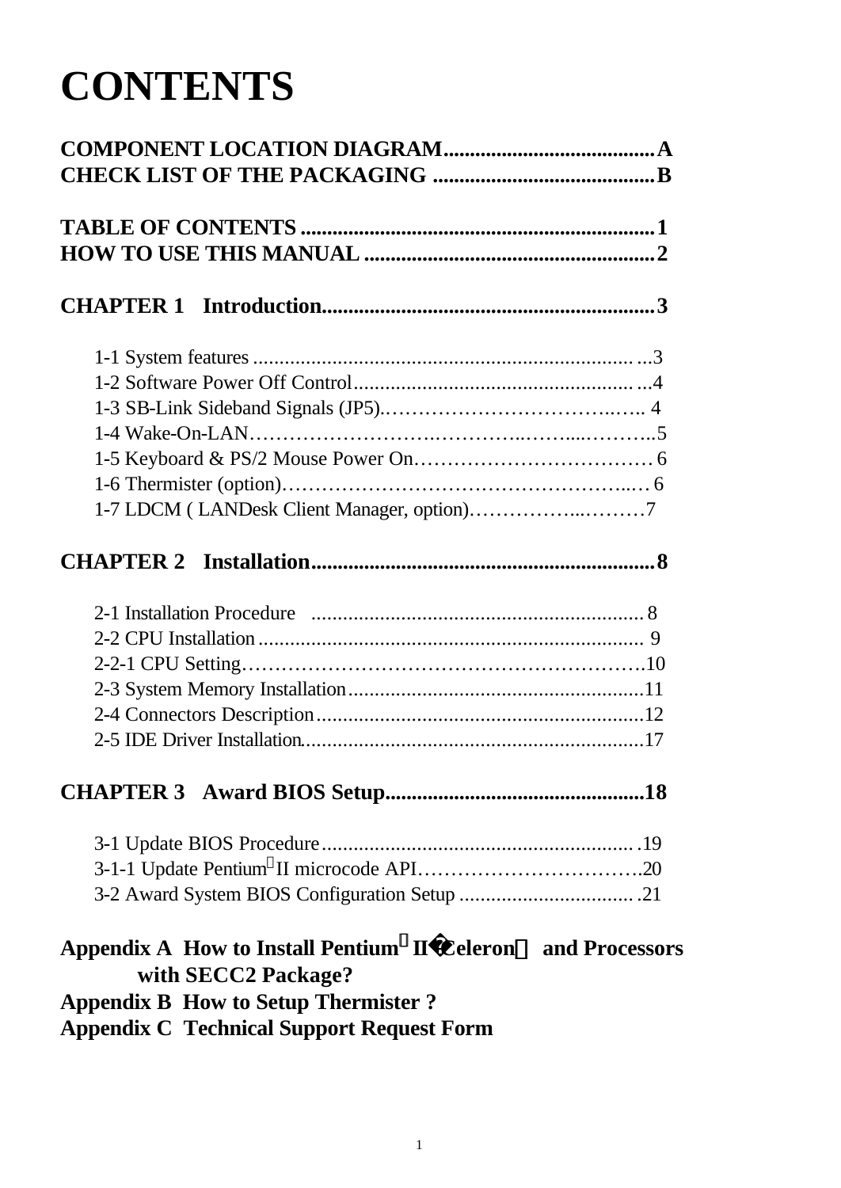# CONTENTS

**COMPONENT LOCATION DIAGRAM........................................A**
**CHECK LIST OF THE PACKAGING ..........................................B**

**TABLE OF CONTENTS ...................................................................1**
**HOW TO USE THIS MANUAL .......................................................2**

**CHAPTER 1 Introduction...............................................................3**

1-1 System features ........................................................................ ...3
1-2 Software Power Off Control...................................................... ...4
1-3 SB-Link Sideband Signals (JP5).…………………………….….. 4
1-4 Wake-On-LAN…………………….………..……....………..5
1-5 Keyboard & PS/2 Mouse Power On……………………………… 6
1-6 Thermister (option)……………………………………………..… 6
1-7 LDCM ( LANDesk Client Manager, option)……………...………7

**CHAPTER 2 Installation.................................................................8**

2-1 Installation Procedure ............................................................... 8
2-2 CPU Installation ......................................................................... 9
2-2-1 CPU Setting…………………………………………………..10
2-3 System Memory Installation........................................................11
2-4 Connectors Description..............................................................12
2-5 IDE Driver Installation.................................................................17

**CHAPTER 3 Award BIOS Setup.................................................18**

3-1 Update BIOS Procedure........................................................... .19
3-1-1 Update Pentium II microcode API…………………………….20
3-2 Award System BIOS Configuration Setup ................................. .21

**Appendix A How to Install Pentium II Celeron and Processors with SECC2 Package?**
**Appendix B How to Setup Thermister ?**
**Appendix C Technical Support Request Form**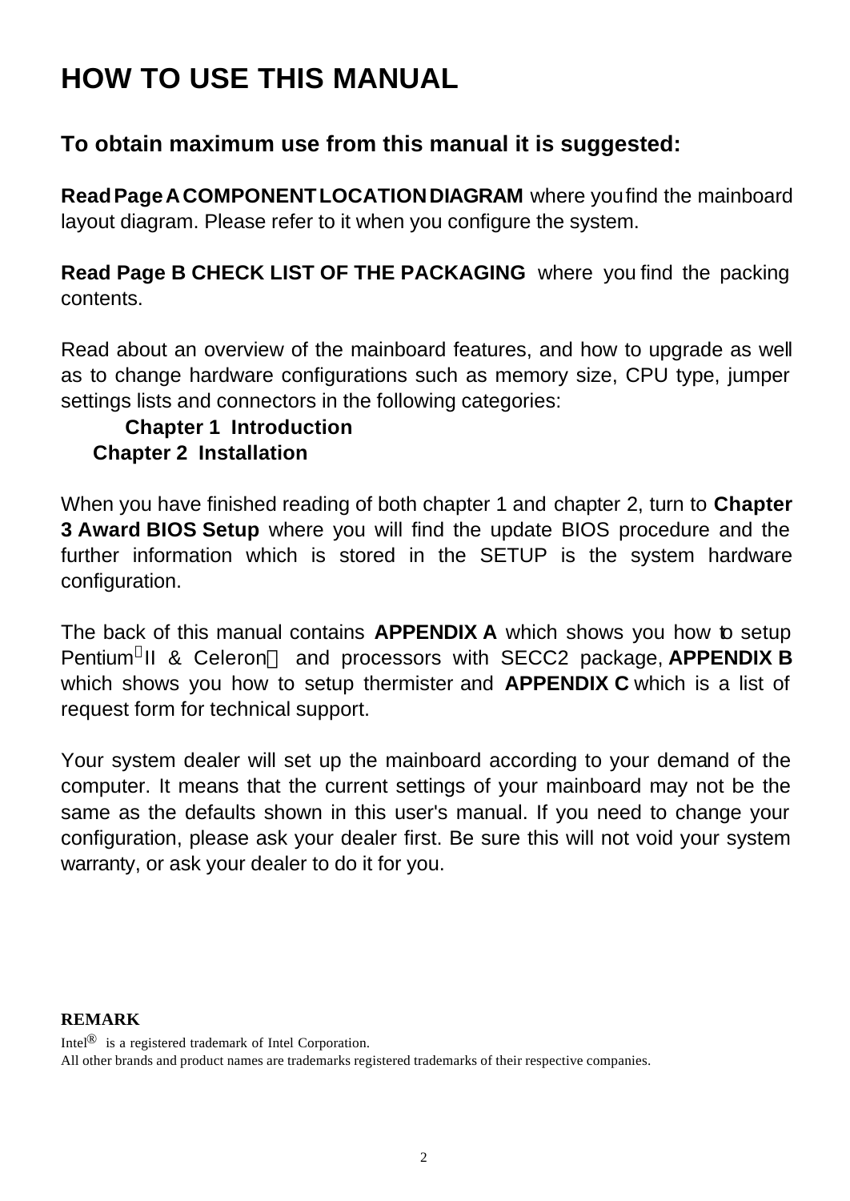# HOW TO USE THIS MANUAL

## To obtain maximum use from this manual it is suggested:

**Read Page A COMPONENT LOCATION DIAGRAM** where you find the mainboard layout diagram. Please refer to it when you configure the system.

**Read Page B CHECK LIST OF THE PACKAGING** where you find the packing contents.

Read about an overview of the mainboard features, and how to upgrade as well as to change hardware configurations such as memory size, CPU type, jumper settings lists and connectors in the following categories:

**Chapter 1 Introduction**
**Chapter 2 Installation**

When you have finished reading of both chapter 1 and chapter 2, turn to **Chapter 3 Award BIOS Setup** where you will find the update BIOS procedure and the further information which is stored in the SETUP is the system hardware configuration.

The back of this manual contains **APPENDIX A** which shows you how to setup Pentium II & Celeron and processors with SECC2 package, **APPENDIX B** which shows you how to setup thermister and **APPENDIX C** which is a list of request form for technical support.

Your system dealer will set up the mainboard according to your demand of the computer. It means that the current settings of your mainboard may not be the same as the defaults shown in this user's manual. If you need to change your configuration, please ask your dealer first. Be sure this will not void your system warranty, or ask your dealer to do it for you.

**REMARK**

Intel® is a registered trademark of Intel Corporation.
All other brands and product names are trademarks registered trademarks of their respective companies.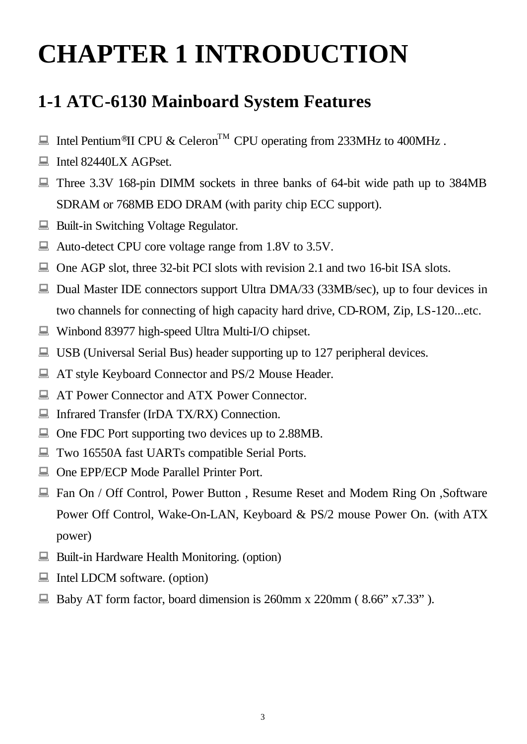# CHAPTER 1 INTRODUCTION

## 1-1 ATC-6130 Mainboard System Features

- Intel Pentium®II CPU & Celeron™ CPU operating from 233MHz to 400MHz .
- Intel 82440LX AGPset.
- Three 3.3V 168-pin DIMM sockets in three banks of 64-bit wide path up to 384MB SDRAM or 768MB EDO DRAM (with parity chip ECC support).
- Built-in Switching Voltage Regulator.
- Auto-detect CPU core voltage range from 1.8V to 3.5V.
- One AGP slot, three 32-bit PCI slots with revision 2.1 and two 16-bit ISA slots.
- Dual Master IDE connectors support Ultra DMA/33 (33MB/sec), up to four devices in two channels for connecting of high capacity hard drive, CD-ROM, Zip, LS-120...etc.
- Winbond 83977 high-speed Ultra Multi-I/O chipset.
- USB (Universal Serial Bus) header supporting up to 127 peripheral devices.
- AT style Keyboard Connector and PS/2 Mouse Header.
- AT Power Connector and ATX Power Connector.
- Infrared Transfer (IrDA TX/RX) Connection.
- One FDC Port supporting two devices up to 2.88MB.
- Two 16550A fast UARTs compatible Serial Ports.
- One EPP/ECP Mode Parallel Printer Port.
- Fan On / Off Control, Power Button , Resume Reset and Modem Ring On ,Software Power Off Control, Wake-On-LAN, Keyboard & PS/2 mouse Power On. (with ATX power)
- Built-in Hardware Health Monitoring. (option)
- Intel LDCM software. (option)
- Baby AT form factor, board dimension is 260mm x 220mm ( 8.66” x7.33” ).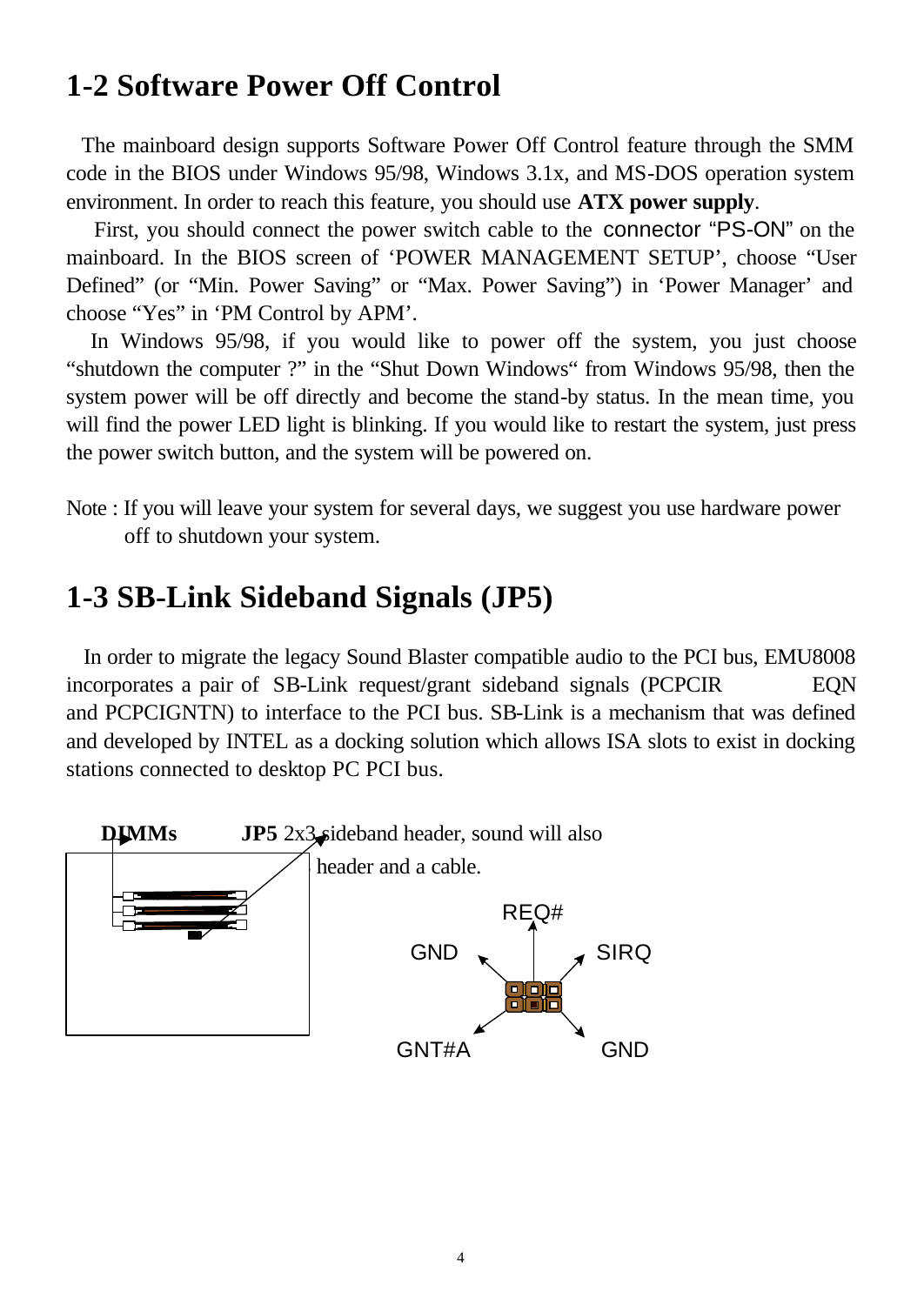## 1-2 Software Power Off Control

The mainboard design supports Software Power Off Control feature through the SMM code in the BIOS under Windows 95/98, Windows 3.1x, and MS-DOS operation system environment. In order to reach this feature, you should use **ATX power supply**.

First, you should connect the power switch cable to the connector "PS-ON" on the mainboard. In the BIOS screen of 'POWER MANAGEMENT SETUP', choose "User Defined" (or "Min. Power Saving" or "Max. Power Saving") in 'Power Manager' and choose "Yes" in 'PM Control by APM'.

In Windows 95/98, if you would like to power off the system, you just choose "shutdown the computer ?" in the "Shut Down Windows" from Windows 95/98, then the system power will be off directly and become the stand-by status. In the mean time, you will find the power LED light is blinking. If you would like to restart the system, just press the power switch button, and the system will be powered on.

Note : If you will leave your system for several days, we suggest you use hardware power off to shutdown your system.

## 1-3 SB-Link Sideband Signals (JP5)

In order to migrate the legacy Sound Blaster compatible audio to the PCI bus, EMU8008 incorporates a pair of SB-Link request/grant sideband signals (PCPCIR EQN and PCPCIGNTN) to interface to the PCI bus. SB-Link is a mechanism that was defined and developed by INTEL as a docking solution which allows ISA slots to exist in docking stations connected to desktop PC PCI bus.

**DIMMs** **JP5** 2x3 sideband header, sound will also header and a cable.

REQ#

GND SIRQ

GNT#A GND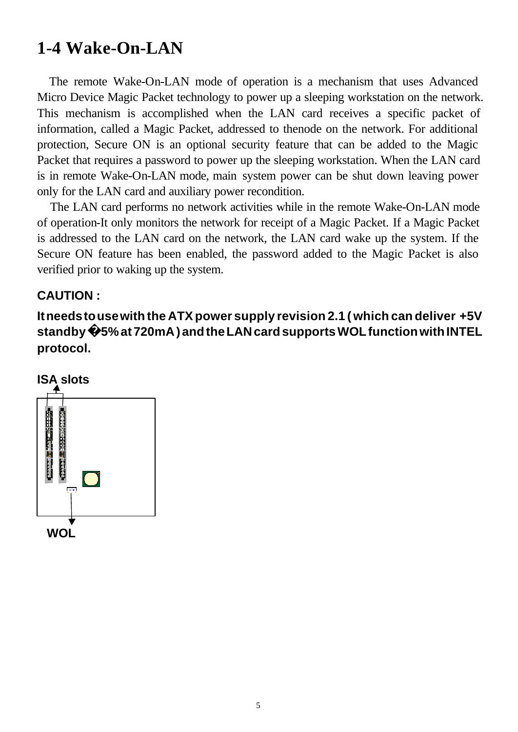# 1-4 Wake-On-LAN

The remote Wake-On-LAN mode of operation is a mechanism that uses Advanced Micro Device Magic Packet technology to power up a sleeping workstation on the network. This mechanism is accomplished when the LAN card receives a specific packet of information, called a Magic Packet, addressed to thenode on the network. For additional protection, Secure ON is an optional security feature that can be added to the Magic Packet that requires a password to power up the sleeping workstation. When the LAN card is in remote Wake-On-LAN mode, main system power can be shut down leaving power only for the LAN card and auxiliary power recondition.

The LAN card performs no network activities while in the remote Wake-On-LAN mode of operation-It only monitors the network for receipt of a Magic Packet. If a Magic Packet is addressed to the LAN card on the network, the LAN card wake up the system. If the Secure ON feature has been enabled, the password added to the Magic Packet is also verified prior to waking up the system.

**CAUTION :**

**It needs to use with the ATX power supply revision 2.1 ( which can deliver +5V standby �5% at 720mA ) and the LAN card supports WOL function with INTEL protocol.**

ISA slots

WOL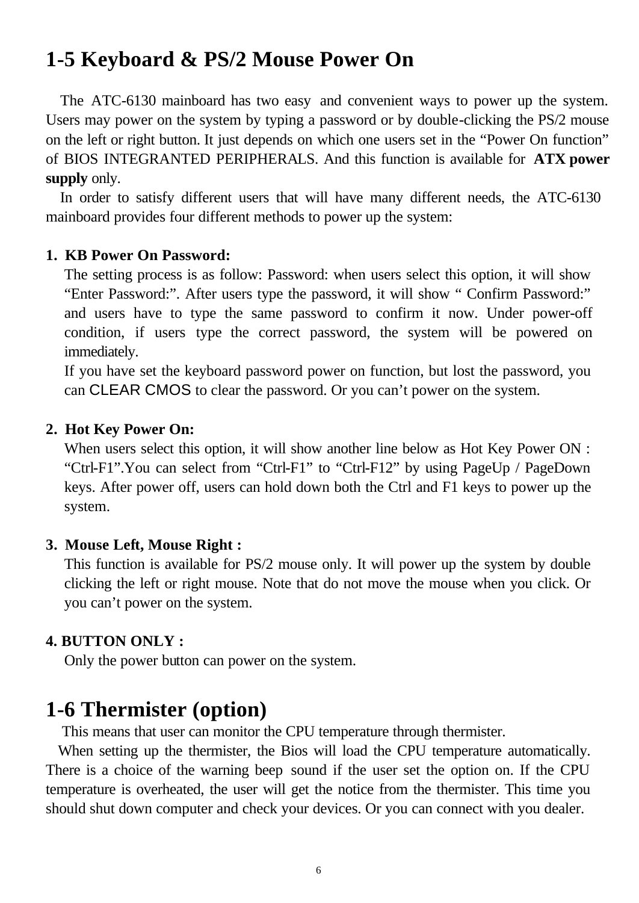# 1-5 Keyboard & PS/2 Mouse Power On

The ATC-6130 mainboard has two easy and convenient ways to power up the system. Users may power on the system by typing a password or by double-clicking the PS/2 mouse on the left or right button. It just depends on which one users set in the "Power On function" of BIOS INTEGRANTED PERIPHERALS. And this function is available for **ATX power supply** only.

In order to satisfy different users that will have many different needs, the ATC-6130 mainboard provides four different methods to power up the system:

**1. KB Power On Password:**

The setting process is as follow: Password: when users select this option, it will show "Enter Password:". After users type the password, it will show " Confirm Password:" and users have to type the same password to confirm it now. Under power-off condition, if users type the correct password, the system will be powered on immediately.

If you have set the keyboard password power on function, but lost the password, you can CLEAR CMOS to clear the password. Or you can't power on the system.

**2. Hot Key Power On:**

When users select this option, it will show another line below as Hot Key Power ON : "Ctrl-F1".You can select from "Ctrl-F1" to "Ctrl-F12" by using PageUp / PageDown keys. After power off, users can hold down both the Ctrl and F1 keys to power up the system.

**3. Mouse Left, Mouse Right :**

This function is available for PS/2 mouse only. It will power up the system by double clicking the left or right mouse. Note that do not move the mouse when you click. Or you can't power on the system.

**4. BUTTON ONLY :**

Only the power button can power on the system.

# 1-6 Thermister (option)

This means that user can monitor the CPU temperature through thermister.

When setting up the thermister, the Bios will load the CPU temperature automatically. There is a choice of the warning beep sound if the user set the option on. If the CPU temperature is overheated, the user will get the notice from the thermister. This time you should shut down computer and check your devices. Or you can connect with you dealer.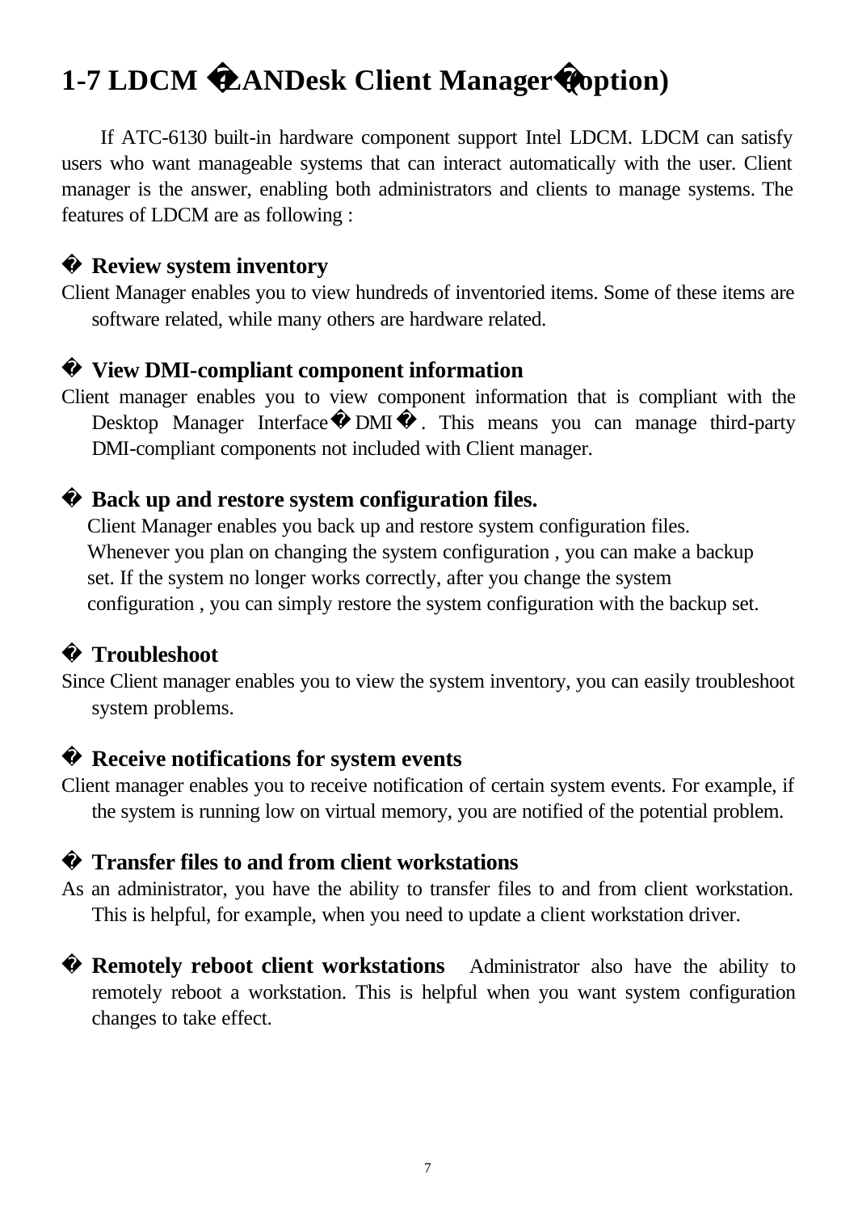## 1-7 LDCM �LANDesk Client Manager�(option)

If ATC-6130 built-in hardware component support Intel LDCM. LDCM can satisfy users who want manageable systems that can interact automatically with the user. Client manager is the answer, enabling both administrators and clients to manage systems. The features of LDCM are as following :

� **Review system inventory**
Client Manager enables you to view hundreds of inventoried items. Some of these items are software related, while many others are hardware related.

� **View DMI-compliant component information**
Client manager enables you to view component information that is compliant with the Desktop Manager Interface�DMI�. This means you can manage third-party DMI-compliant components not included with Client manager.

� **Back up and restore system configuration files.**
Client Manager enables you back up and restore system configuration files. Whenever you plan on changing the system configuration , you can make a backup set. If the system no longer works correctly, after you change the system configuration , you can simply restore the system configuration with the backup set.

� **Troubleshoot**
Since Client manager enables you to view the system inventory, you can easily troubleshoot system problems.

� **Receive notifications for system events**
Client manager enables you to receive notification of certain system events. For example, if the system is running low on virtual memory, you are notified of the potential problem.

� **Transfer files to and from client workstations**
As an administrator, you have the ability to transfer files to and from client workstation. This is helpful, for example, when you need to update a client workstation driver.

� **Remotely reboot client workstations** Administrator also have the ability to remotely reboot a workstation. This is helpful when you want system configuration changes to take effect.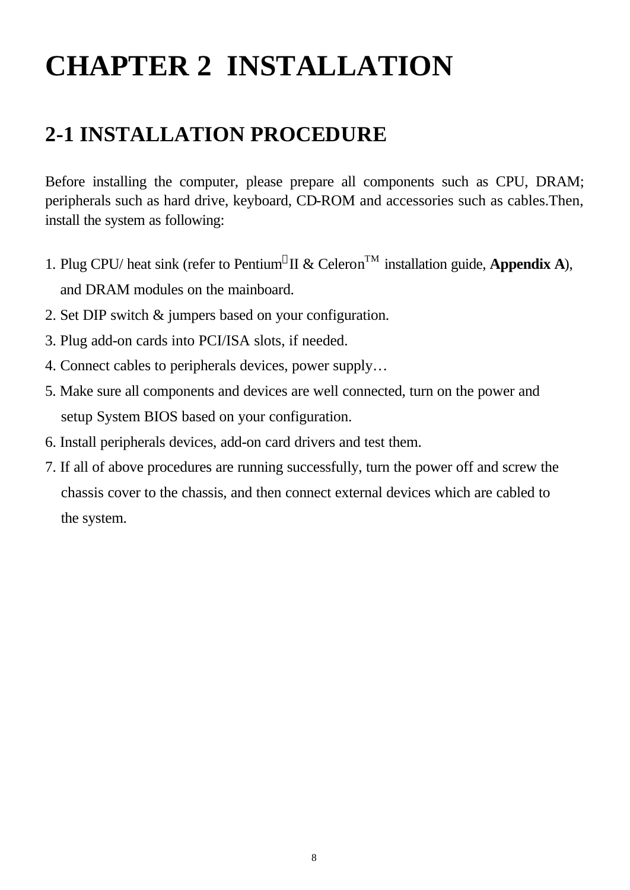# CHAPTER 2  INSTALLATION

## 2-1 INSTALLATION PROCEDURE

Before installing the computer, please prepare all components such as CPU, DRAM; peripherals such as hard drive, keyboard, CD-ROM and accessories such as cables.Then, install the system as following:

1. Plug CPU/ heat sink (refer to Pentium®II & Celeron™ installation guide, **Appendix A**), and DRAM modules on the mainboard.
2. Set DIP switch & jumpers based on your configuration.
3. Plug add-on cards into PCI/ISA slots, if needed.
4. Connect cables to peripherals devices, power supply…
5. Make sure all components and devices are well connected, turn on the power and setup System BIOS based on your configuration.
6. Install peripherals devices, add-on card drivers and test them.
7. If all of above procedures are running successfully, turn the power off and screw the chassis cover to the chassis, and then connect external devices which are cabled to the system.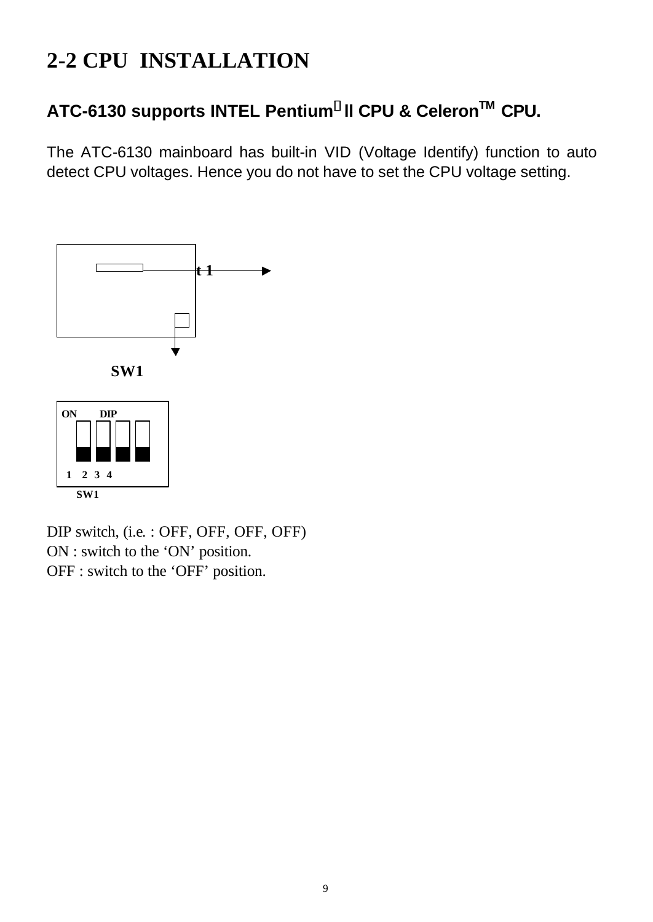# 2-2 CPU INSTALLATION

## ATC-6130 supports INTEL Pentium® II CPU & Celeron™ CPU.

The ATC-6130 mainboard has built-in VID (Voltage Identify) function to auto detect CPU voltages. Hence you do not have to set the CPU voltage setting.

t 1

SW1

ON DIP

1 2 3 4

SW1

DIP switch, (i.e. : OFF, OFF, OFF, OFF)
ON : switch to the 'ON' position.
OFF : switch to the 'OFF' position.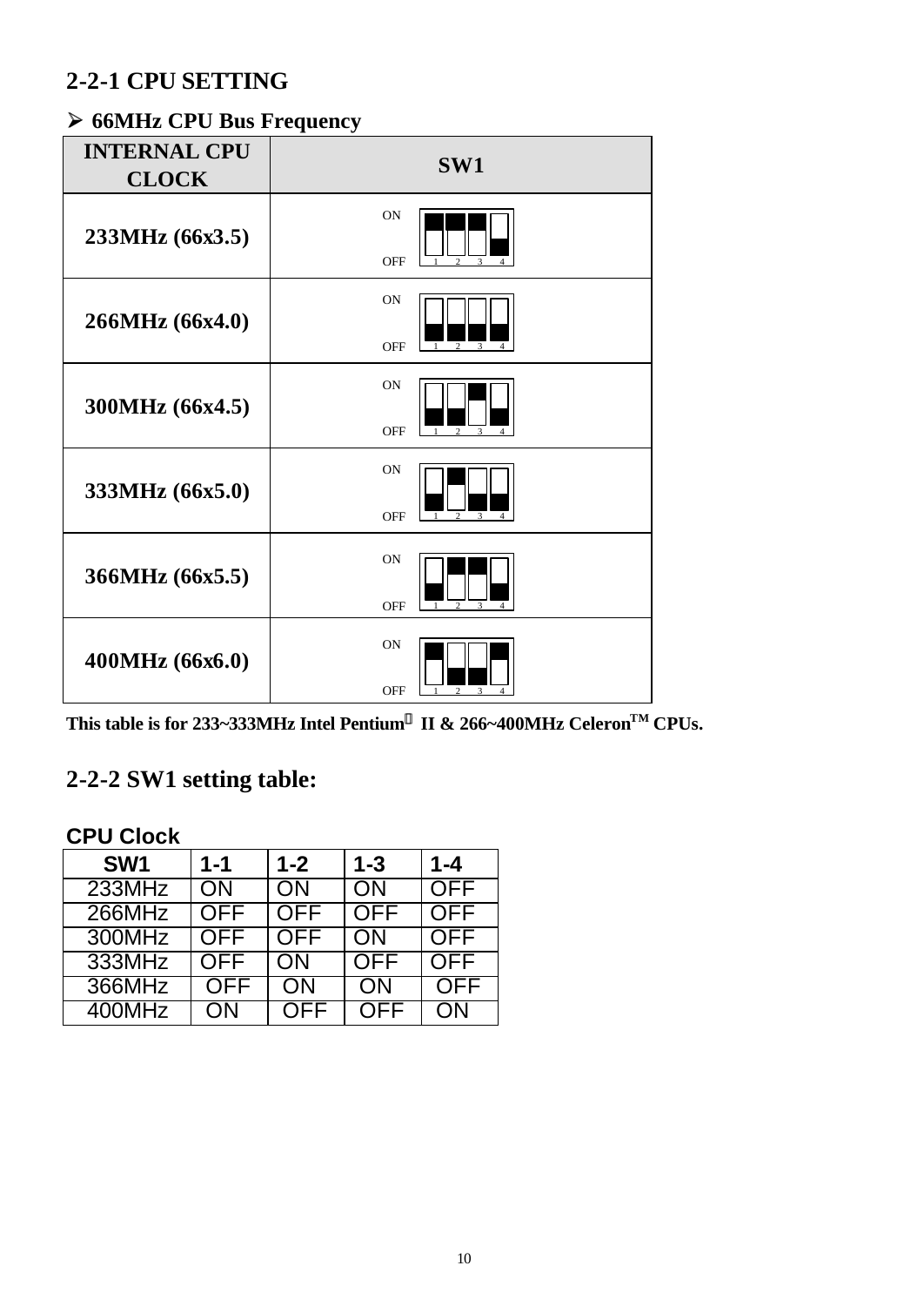## 2-2-1 CPU SETTING

➢ **66MHz CPU Bus Frequency**

| INTERNAL CPU CLOCK | SW1 |
|---|---|
| **233MHz (66x3.5)** | ON / OFF 1 2 3 4 |
| **266MHz (66x4.0)** | ON / OFF 1 2 3 4 |
| **300MHz (66x4.5)** | ON / OFF 1 2 3 4 |
| **333MHz (66x5.0)** | ON / OFF 1 2 3 4 |
| **366MHz (66x5.5)** | ON / OFF 1 2 3 4 |
| **400MHz (66x6.0)** | ON / OFF 1 2 3 4 |

**This table is for 233~333MHz Intel Pentium® II & 266~400MHz Celeron™ CPUs.**

## 2-2-2 SW1 setting table:

**CPU Clock**

| SW1 | 1-1 | 1-2 | 1-3 | 1-4 |
|---|---|---|---|---|
| 233MHz | ON | ON | ON | OFF |
| 266MHz | OFF | OFF | OFF | OFF |
| 300MHz | OFF | OFF | ON | OFF |
| 333MHz | OFF | ON | OFF | OFF |
| 366MHz | OFF | ON | ON | OFF |
| 400MHz | ON | OFF | OFF | ON |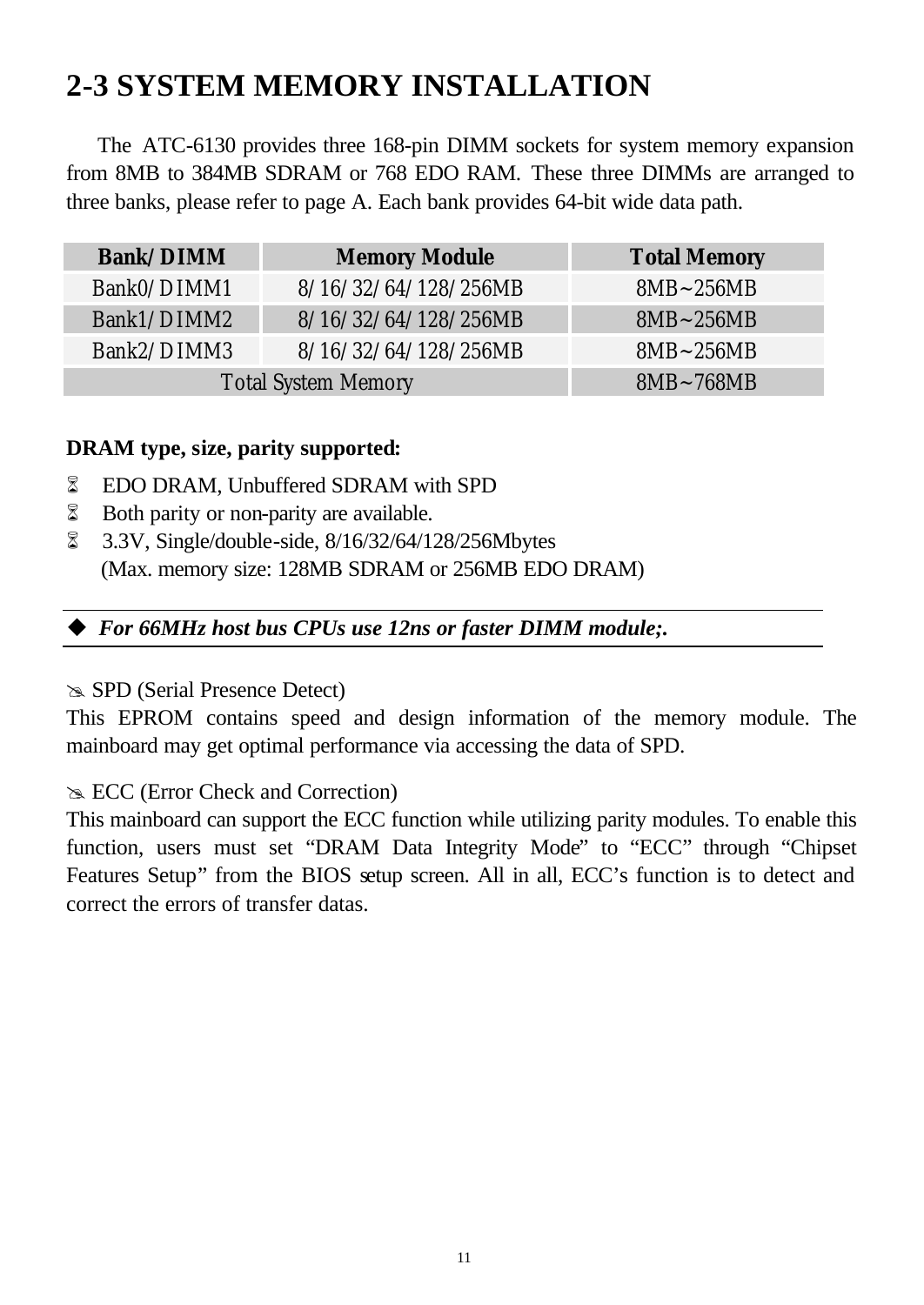# 2-3 SYSTEM MEMORY INSTALLATION

The ATC-6130 provides three 168-pin DIMM sockets for system memory expansion from 8MB to 384MB SDRAM or 768 EDO RAM. These three DIMMs are arranged to three banks, please refer to page A. Each bank provides 64-bit wide data path.

| Bank/DIMM | Memory Module | Total Memory |
|---|---|---|
| Bank0/DIMM1 | 8/16/32/64/128/256MB | 8MB~256MB |
| Bank1/DIMM2 | 8/16/32/64/128/256MB | 8MB~256MB |
| Bank2/DIMM3 | 8/16/32/64/128/256MB | 8MB~256MB |
| Total System Memory | | 8MB~768MB |

**DRAM type, size, parity supported:**

- EDO DRAM, Unbuffered SDRAM with SPD
- Both parity or non-parity are available.
- 3.3V, Single/double-side, 8/16/32/64/128/256Mbytes
  (Max. memory size: 128MB SDRAM or 256MB EDO DRAM)

◆ ***For 66MHz host bus CPUs use 12ns or faster DIMM module;.***

SPD (Serial Presence Detect)
This EPROM contains speed and design information of the memory module. The mainboard may get optimal performance via accessing the data of SPD.

ECC (Error Check and Correction)
This mainboard can support the ECC function while utilizing parity modules. To enable this function, users must set "DRAM Data Integrity Mode" to "ECC" through "Chipset Features Setup" from the BIOS setup screen. All in all, ECC's function is to detect and correct the errors of transfer datas.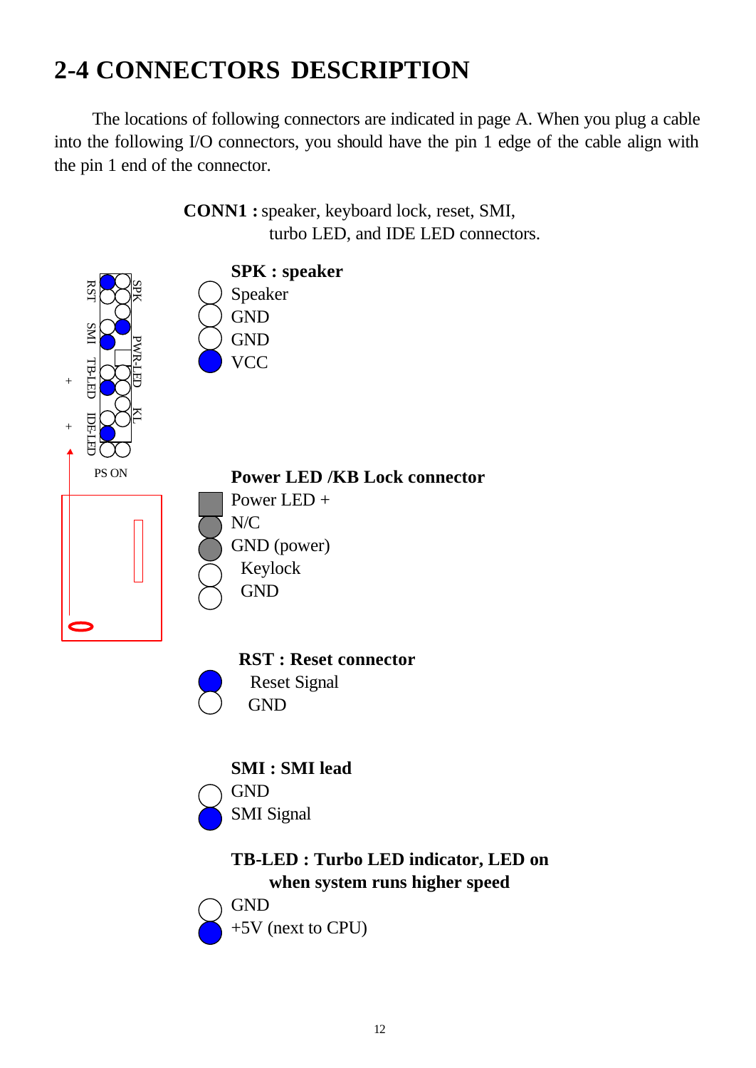# 2-4 CONNECTORS DESCRIPTION

The locations of following connectors are indicated in page A. When you plug a cable into the following I/O connectors, you should have the pin 1 edge of the cable align with the pin 1 end of the connector.

**CONN1 :** speaker, keyboard lock, reset, SMI, turbo LED, and IDE LED connectors.

**SPK : speaker**

- Speaker
- GND
- GND
- VCC

**Power LED /KB Lock connector**

- Power LED +
- N/C
- GND (power)
- Keylock
- GND

**RST : Reset connector**

- Reset Signal
- GND

**SMI : SMI lead**

- GND
- SMI Signal

**TB-LED : Turbo LED indicator, LED on when system runs higher speed**

- GND
- +5V (next to CPU)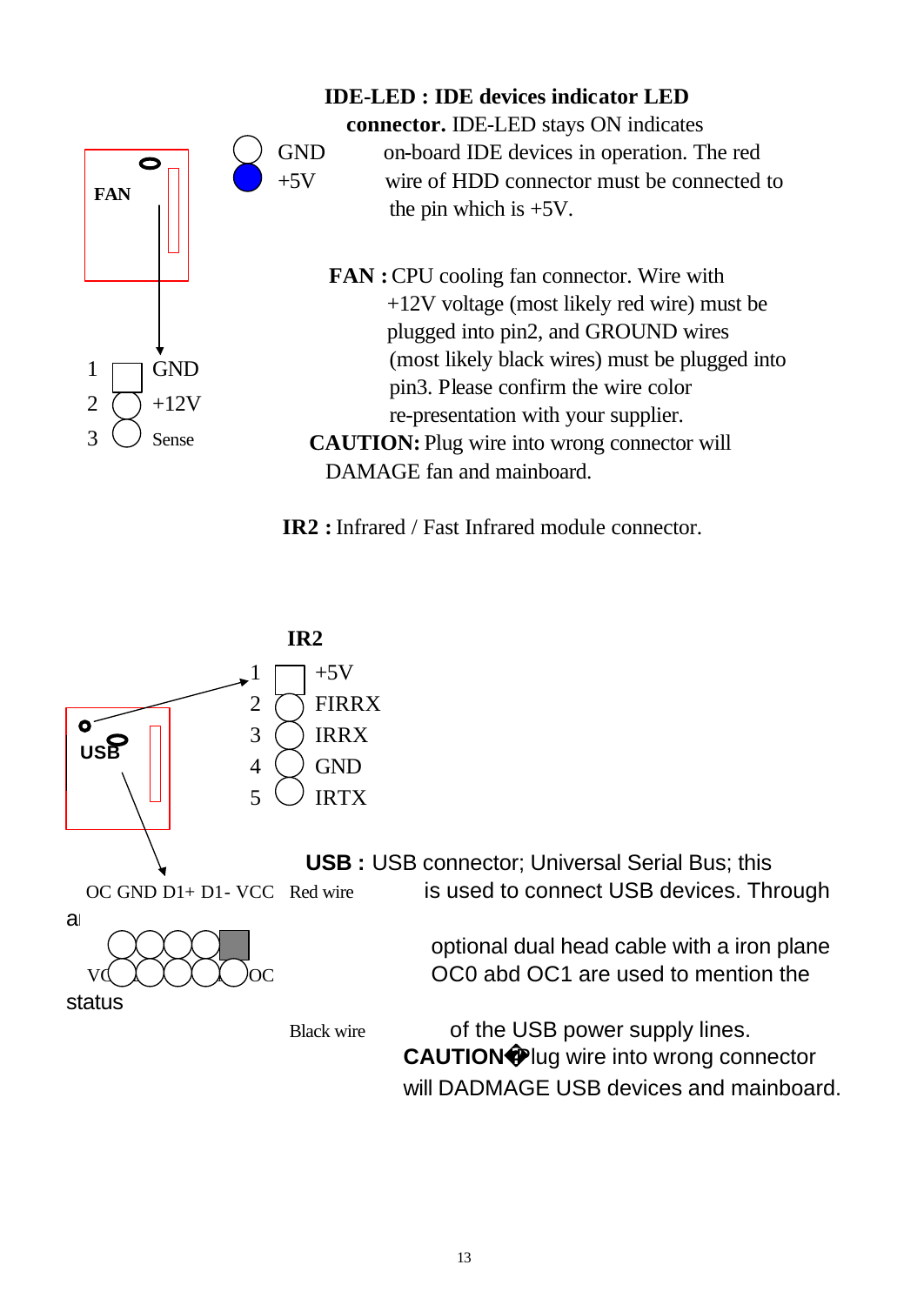**IDE-LED : IDE devices indicator LED connector.** IDE-LED stays ON indicates on-board IDE devices in operation. The red wire of HDD connector must be connected to the pin which is +5V.

GND
+5V

FAN

1 GND
2 +12V
3 Sense

**FAN :** CPU cooling fan connector. Wire with +12V voltage (most likely red wire) must be plugged into pin2, and GROUND wires (most likely black wires) must be plugged into pin3. Please confirm the wire color re-presentation with your supplier.

**CAUTION:** Plug wire into wrong connector will DAMAGE fan and mainboard.

**IR2 :** Infrared / Fast Infrared module connector.

**IR2**

1 +5V
2 FIRRX
3 IRRX
4 GND
5 IRTX

USB

OC GND D1+ D1- VCC Red wire

VC OC

Black wire

**USB :** USB connector; Universal Serial Bus; this is used to connect USB devices. Through optional dual head cable with a iron plane OC0 abd OC1 are used to mention the status of the USB power supply lines.

**CAUTION�**lug wire into wrong connector will DADMAGE USB devices and mainboard.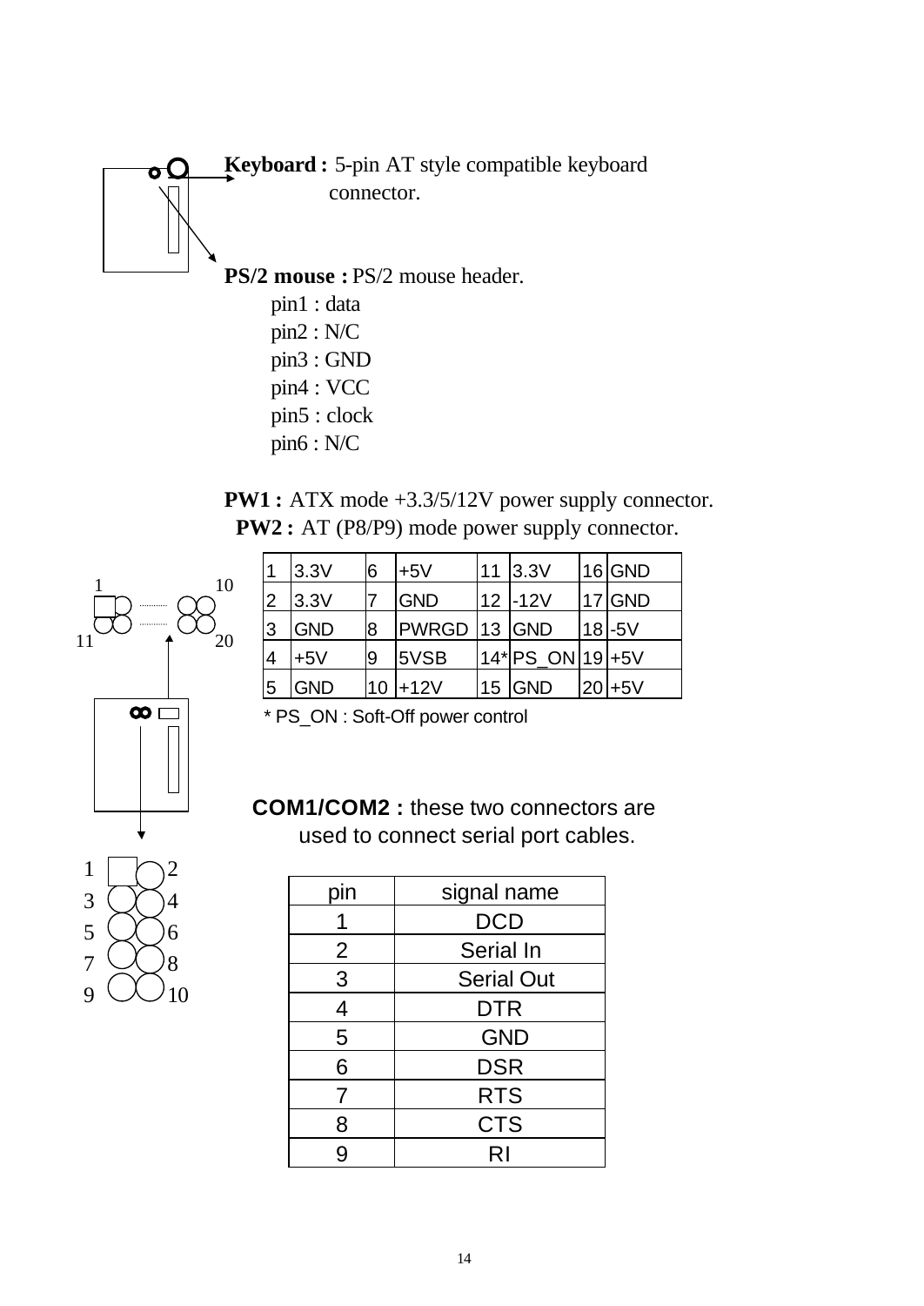**Keyboard :** 5-pin AT style compatible keyboard connector.

**PS/2 mouse :** PS/2 mouse header.

pin1 : data
pin2 : N/C
pin3 : GND
pin4 : VCC
pin5 : clock
pin6 : N/C

**PW1 :** ATX mode +3.3/5/12V power supply connector.
**PW2 :** AT (P8/P9) mode power supply connector.

1 10
11 20

| | | | | | | | |
|---|---|---|---|---|---|---|---|
| 1 | 3.3V | 6 | +5V | 11 | 3.3V | 16 | GND |
| 2 | 3.3V | 7 | GND | 12 | -12V | 17 | GND |
| 3 | GND | 8 | PWRGD | 13 | GND | 18 | -5V |
| 4 | +5V | 9 | 5VSB | 14* | PS_ON | 19 | +5V |
| 5 | GND | 10 | +12V | 15 | GND | 20 | +5V |

* PS_ON : Soft-Off power control

**COM1/COM2 :** these two connectors are used to connect serial port cables.

1 2
3 4
5 6
7 8
9 10

| pin | signal name |
|---|---|
| 1 | DCD |
| 2 | Serial In |
| 3 | Serial Out |
| 4 | DTR |
| 5 | GND |
| 6 | DSR |
| 7 | RTS |
| 8 | CTS |
| 9 | RI |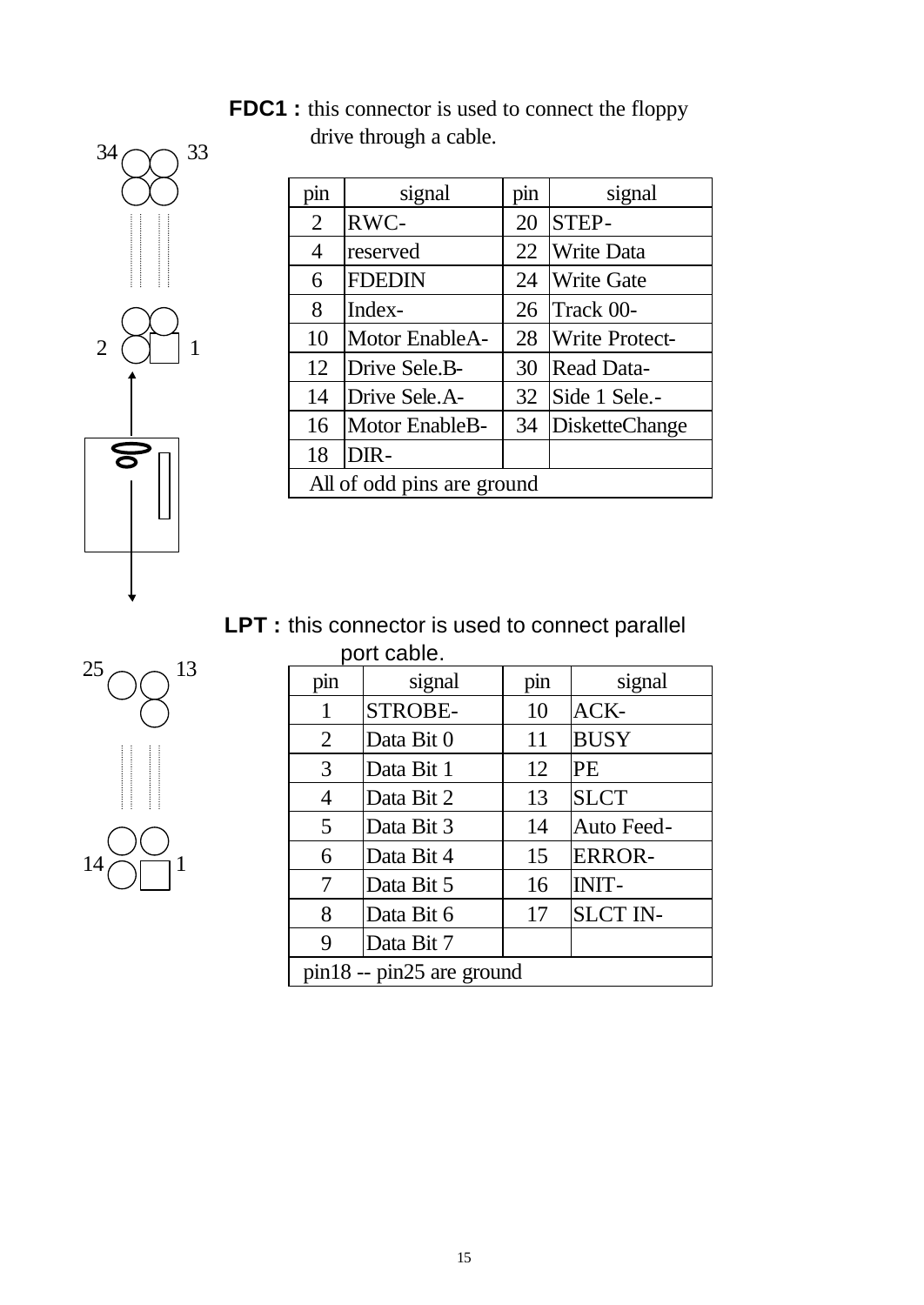**FDC1 :** this connector is used to connect the floppy drive through a cable.

34 33

2 1

| pin | signal | pin | signal |
|---|---|---|---|
| 2 | RWC- | 20 | STEP- |
| 4 | reserved | 22 | Write Data |
| 6 | FDEDIN | 24 | Write Gate |
| 8 | Index- | 26 | Track 00- |
| 10 | Motor EnableA- | 28 | Write Protect- |
| 12 | Drive Sele.B- | 30 | Read Data- |
| 14 | Drive Sele.A- | 32 | Side 1 Sele.- |
| 16 | Motor EnableB- | 34 | DisketteChange |
| 18 | DIR- | | |
| All of odd pins are ground | | | |

**LPT :** this connector is used to connect parallel port cable.

25 13

14 1

| pin | signal | pin | signal |
|---|---|---|---|
| 1 | STROBE- | 10 | ACK- |
| 2 | Data Bit 0 | 11 | BUSY |
| 3 | Data Bit 1 | 12 | PE |
| 4 | Data Bit 2 | 13 | SLCT |
| 5 | Data Bit 3 | 14 | Auto Feed- |
| 6 | Data Bit 4 | 15 | ERROR- |
| 7 | Data Bit 5 | 16 | INIT- |
| 8 | Data Bit 6 | 17 | SLCT IN- |
| 9 | Data Bit 7 | | |
| pin18 -- pin25 are ground | | | |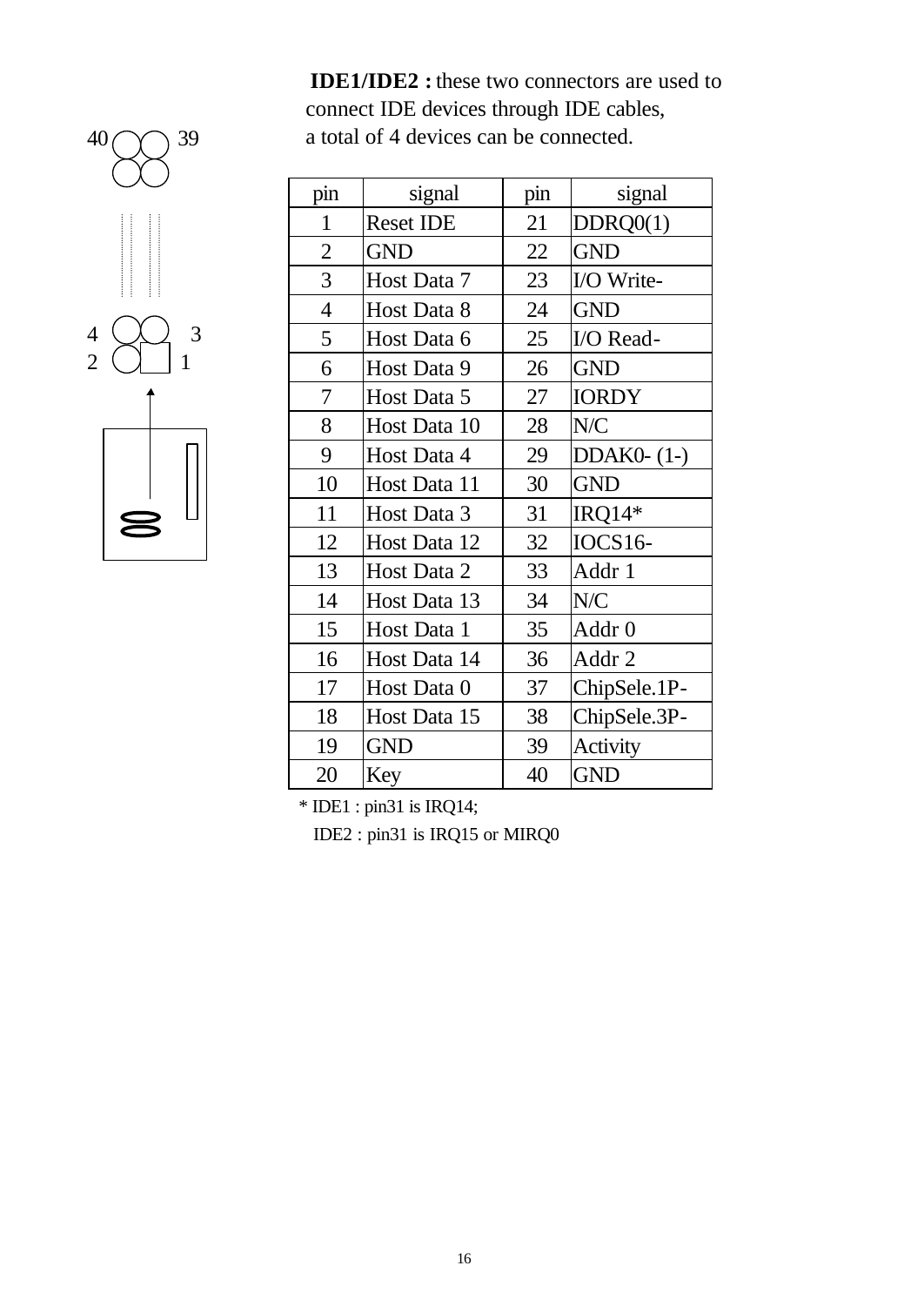**IDE1/IDE2 :** these two connectors are used to connect IDE devices through IDE cables, a total of 4 devices can be connected.

40 39

4 3
2 1

| pin | signal | pin | signal |
|---|---|---|---|
| 1 | Reset IDE | 21 | DDRQ0(1) |
| 2 | GND | 22 | GND |
| 3 | Host Data 7 | 23 | I/O Write- |
| 4 | Host Data 8 | 24 | GND |
| 5 | Host Data 6 | 25 | I/O Read- |
| 6 | Host Data 9 | 26 | GND |
| 7 | Host Data 5 | 27 | IORDY |
| 8 | Host Data 10 | 28 | N/C |
| 9 | Host Data 4 | 29 | DDAK0- (1-) |
| 10 | Host Data 11 | 30 | GND |
| 11 | Host Data 3 | 31 | IRQ14* |
| 12 | Host Data 12 | 32 | IOCS16- |
| 13 | Host Data 2 | 33 | Addr 1 |
| 14 | Host Data 13 | 34 | N/C |
| 15 | Host Data 1 | 35 | Addr 0 |
| 16 | Host Data 14 | 36 | Addr 2 |
| 17 | Host Data 0 | 37 | ChipSele.1P- |
| 18 | Host Data 15 | 38 | ChipSele.3P- |
| 19 | GND | 39 | Activity |
| 20 | Key | 40 | GND |

* IDE1 : pin31 is IRQ14;
  IDE2 : pin31 is IRQ15 or MIRQ0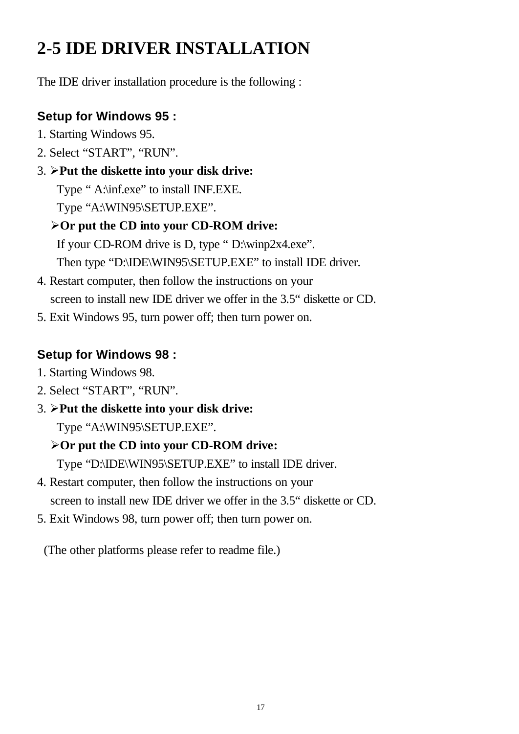# 2-5 IDE DRIVER INSTALLATION

The IDE driver installation procedure is the following :

### Setup for Windows 95 :

1. Starting Windows 95.
2. Select “START”, “RUN”.
3. ➢**Put the diskette into your disk drive:**
   Type “ A:\inf.exe” to install INF.EXE.
   Type “A:\WIN95\SETUP.EXE”.
   ➢**Or put the CD into your CD-ROM drive:**
   If your CD-ROM drive is D, type “ D:\winp2x4.exe”.
   Then type “D:\IDE\WIN95\SETUP.EXE” to install IDE driver.
4. Restart computer, then follow the instructions on your screen to install new IDE driver we offer in the 3.5“ diskette or CD.
5. Exit Windows 95, turn power off; then turn power on.

### Setup for Windows 98 :

1. Starting Windows 98.
2. Select “START”, “RUN”.
3. ➢**Put the diskette into your disk drive:**
   Type “A:\WIN95\SETUP.EXE”.
   ➢**Or put the CD into your CD-ROM drive:**
   Type “D:\IDE\WIN95\SETUP.EXE” to install IDE driver.
4. Restart computer, then follow the instructions on your screen to install new IDE driver we offer in the 3.5“ diskette or CD.
5. Exit Windows 98, turn power off; then turn power on.

(The other platforms please refer to readme file.)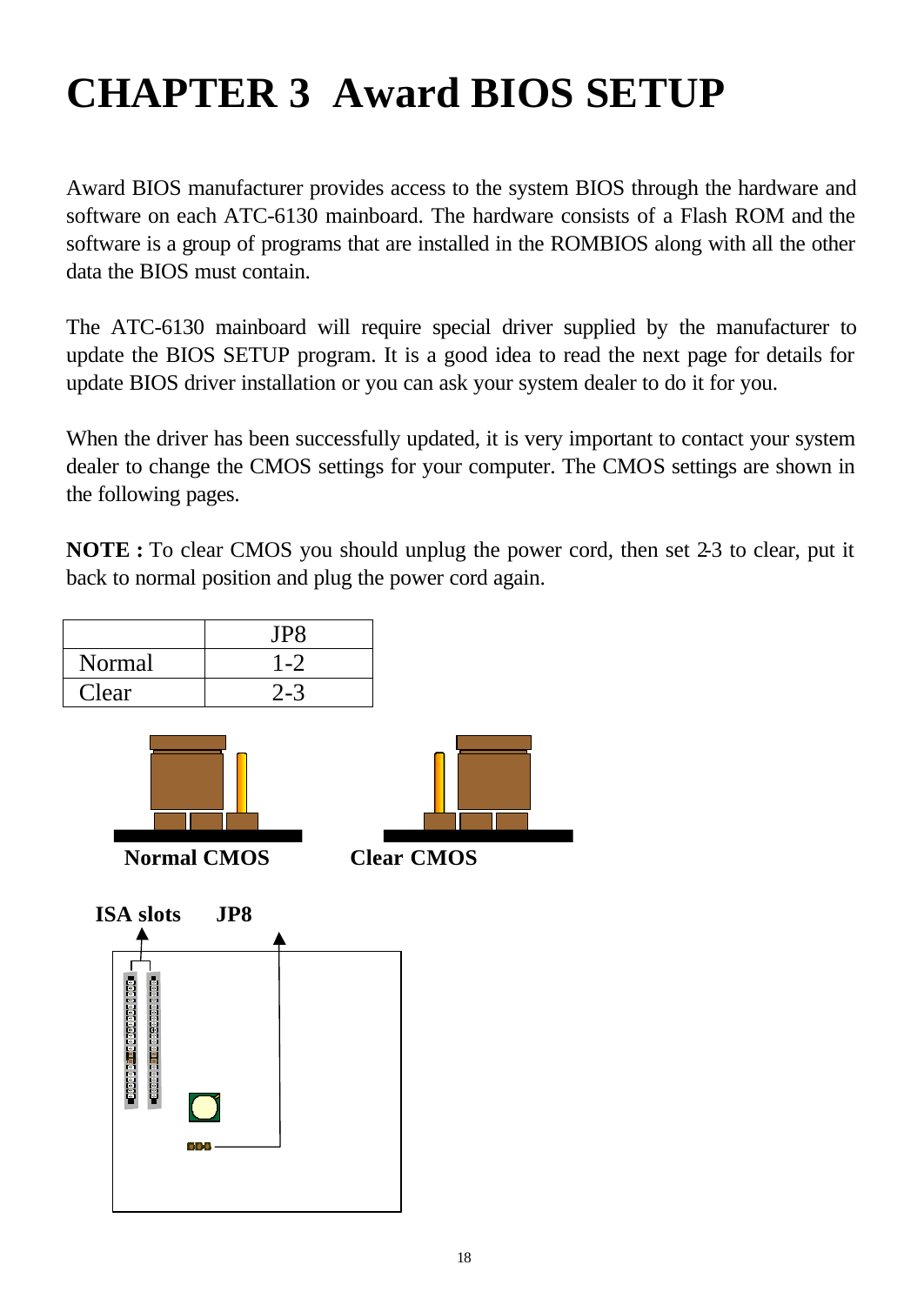# CHAPTER 3 Award BIOS SETUP

Award BIOS manufacturer provides access to the system BIOS through the hardware and software on each ATC-6130 mainboard. The hardware consists of a Flash ROM and the software is a group of programs that are installed in the ROMBIOS along with all the other data the BIOS must contain.

The ATC-6130 mainboard will require special driver supplied by the manufacturer to update the BIOS SETUP program. It is a good idea to read the next page for details for update BIOS driver installation or you can ask your system dealer to do it for you.

When the driver has been successfully updated, it is very important to contact your system dealer to change the CMOS settings for your computer. The CMOS settings are shown in the following pages.

**NOTE :** To clear CMOS you should unplug the power cord, then set 2-3 to clear, put it back to normal position and plug the power cord again.

| | JP8 |
|---|---|
| Normal | 1-2 |
| Clear | 2-3 |

**Normal CMOS** **Clear CMOS**

**ISA slots** **JP8**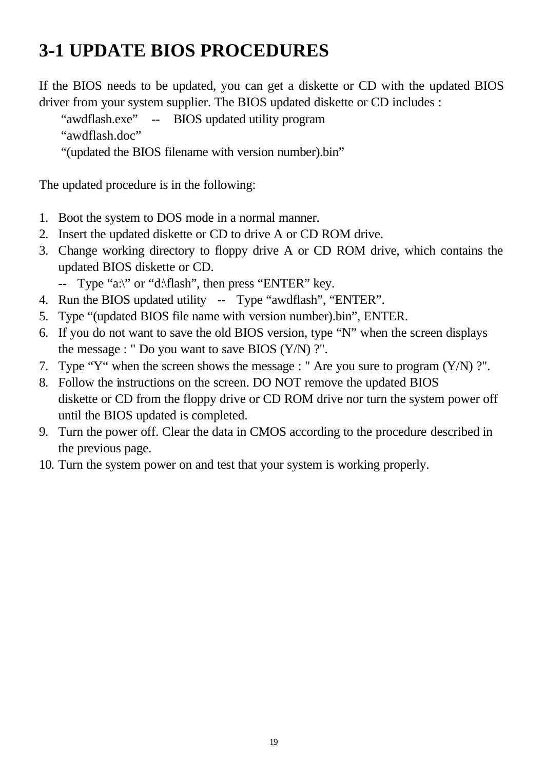# 3-1 UPDATE BIOS PROCEDURES

If the BIOS needs to be updated, you can get a diskette or CD with the updated BIOS driver from your system supplier. The BIOS updated diskette or CD includes :

“awdflash.exe” -- BIOS updated utility program
“awdflash.doc”
“(updated the BIOS filename with version number).bin”

The updated procedure is in the following:

1. Boot the system to DOS mode in a normal manner.
2. Insert the updated diskette or CD to drive A or CD ROM drive.
3. Change working directory to floppy drive A or CD ROM drive, which contains the updated BIOS diskette or CD.
   -- Type “a:\” or “d:\flash”, then press “ENTER” key.
4. Run the BIOS updated utility -- Type “awdflash”, “ENTER”.
5. Type “(updated BIOS file name with version number).bin”, ENTER.
6. If you do not want to save the old BIOS version, type “N” when the screen displays the message : " Do you want to save BIOS (Y/N) ?".
7. Type “Y“ when the screen shows the message : " Are you sure to program (Y/N) ?".
8. Follow the instructions on the screen. DO NOT remove the updated BIOS diskette or CD from the floppy drive or CD ROM drive nor turn the system power off until the BIOS updated is completed.
9. Turn the power off. Clear the data in CMOS according to the procedure described in the previous page.
10. Turn the system power on and test that your system is working properly.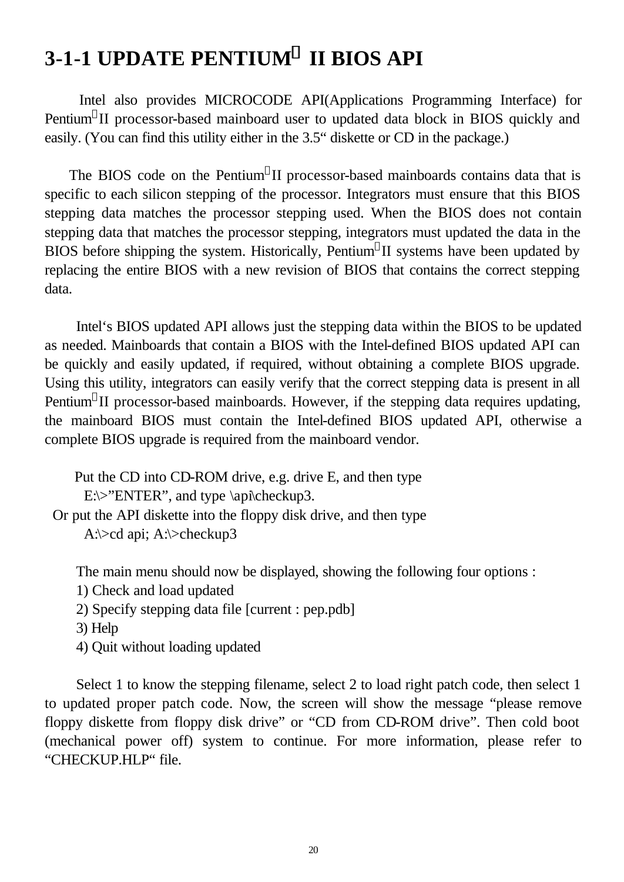## 3-1-1 UPDATE PENTIUM II BIOS API

Intel also provides MICROCODE API(Applications Programming Interface) for Pentium II processor-based mainboard user to updated data block in BIOS quickly and easily. (You can find this utility either in the 3.5" diskette or CD in the package.)

The BIOS code on the Pentium II processor-based mainboards contains data that is specific to each silicon stepping of the processor. Integrators must ensure that this BIOS stepping data matches the processor stepping used. When the BIOS does not contain stepping data that matches the processor stepping, integrators must updated the data in the BIOS before shipping the system. Historically, Pentium II systems have been updated by replacing the entire BIOS with a new revision of BIOS that contains the correct stepping data.

Intel's BIOS updated API allows just the stepping data within the BIOS to be updated as needed. Mainboards that contain a BIOS with the Intel-defined BIOS updated API can be quickly and easily updated, if required, without obtaining a complete BIOS upgrade. Using this utility, integrators can easily verify that the correct stepping data is present in all Pentium II processor-based mainboards. However, if the stepping data requires updating, the mainboard BIOS must contain the Intel-defined BIOS updated API, otherwise a complete BIOS upgrade is required from the mainboard vendor.

Put the CD into CD-ROM drive, e.g. drive E, and then type
E:\>"ENTER", and type \api\checkup3.
Or put the API diskette into the floppy disk drive, and then type
A:\>cd api; A:\>checkup3

The main menu should now be displayed, showing the following four options :

1) Check and load updated
2) Specify stepping data file [current : pep.pdb]
3) Help
4) Quit without loading updated

Select 1 to know the stepping filename, select 2 to load right patch code, then select 1 to updated proper patch code. Now, the screen will show the message "please remove floppy diskette from floppy disk drive" or "CD from CD-ROM drive". Then cold boot (mechanical power off) system to continue. For more information, please refer to "CHECKUP.HLP" file.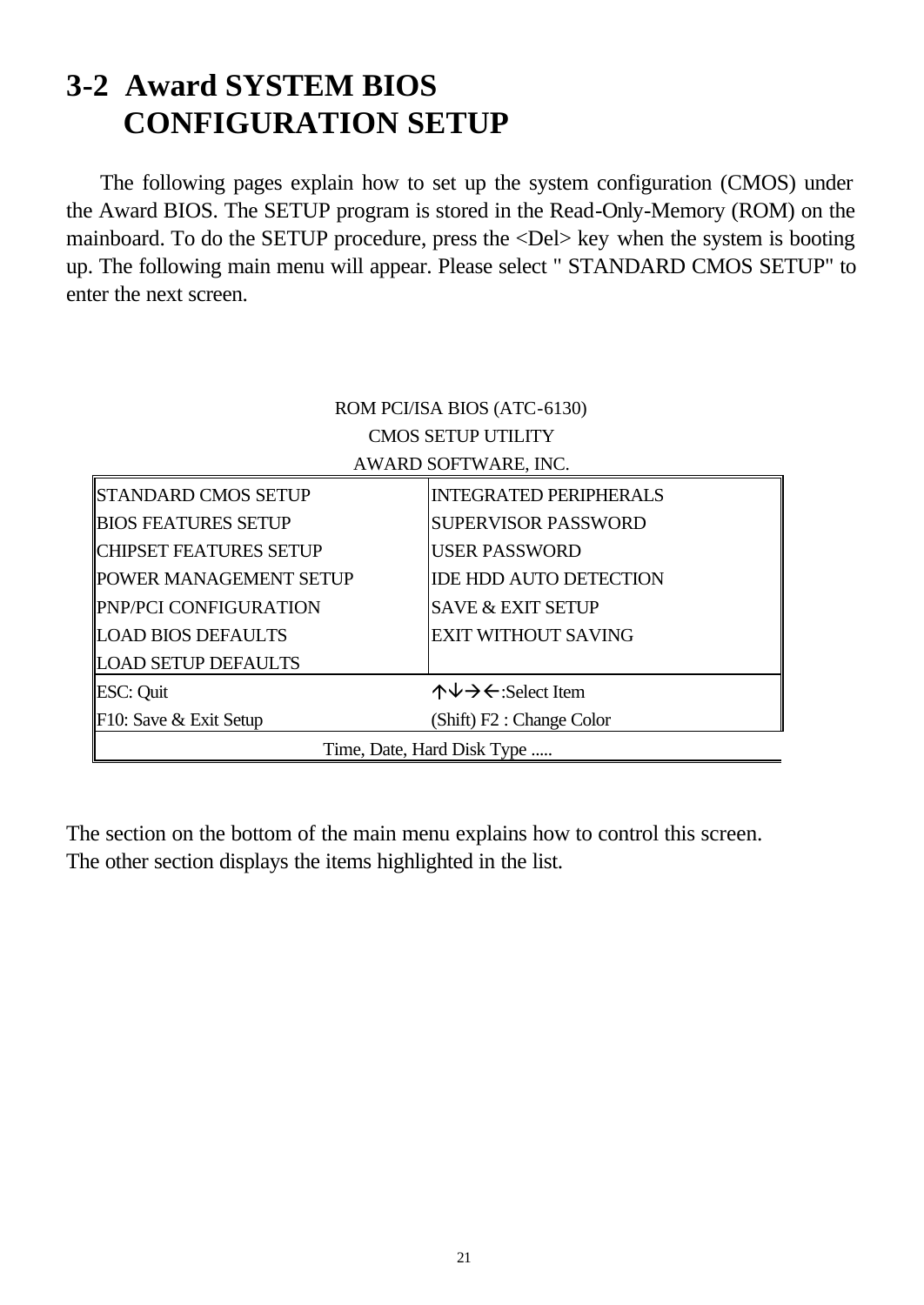## 3-2 Award SYSTEM BIOS CONFIGURATION SETUP

The following pages explain how to set up the system configuration (CMOS) under the Award BIOS. The SETUP program is stored in the Read-Only-Memory (ROM) on the mainboard. To do the SETUP procedure, press the <Del> key when the system is booting up. The following main menu will appear. Please select " STANDARD CMOS SETUP" to enter the next screen.

ROM PCI/ISA BIOS (ATC-6130)
CMOS SETUP UTILITY
AWARD SOFTWARE, INC.

| | |
|---|---|
| STANDARD CMOS SETUP | INTEGRATED PERIPHERALS |
| BIOS FEATURES SETUP | SUPERVISOR PASSWORD |
| CHIPSET FEATURES SETUP | USER PASSWORD |
| POWER MANAGEMENT SETUP | IDE HDD AUTO DETECTION |
| PNP/PCI CONFIGURATION | SAVE & EXIT SETUP |
| LOAD BIOS DEFAULTS | EXIT WITHOUT SAVING |
| LOAD SETUP DEFAULTS | |
| ESC: Quit | ↑↓→←:Select Item |
| F10: Save & Exit Setup | (Shift) F2 : Change Color |
| Time, Date, Hard Disk Type ..... | |

The section on the bottom of the main menu explains how to control this screen. The other section displays the items highlighted in the list.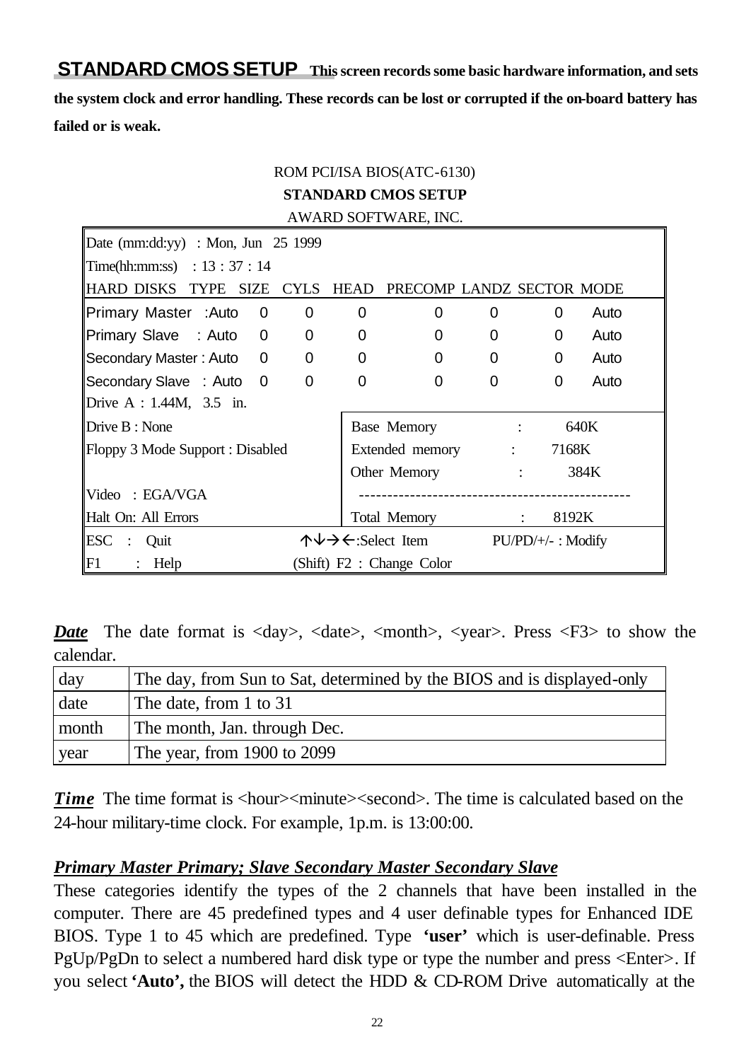**STANDARD CMOS SETUP** **This screen records some basic hardware information, and sets the system clock and error handling. These records can be lost or corrupted if the on-board battery has failed or is weak.**

ROM PCI/ISA BIOS(ATC-6130)

**STANDARD CMOS SETUP**

AWARD SOFTWARE, INC.

```
Date (mm:dd:yy)  : Mon, Jun  25 1999
Time(hh:mm:ss)   : 13 : 37 : 14
HARD DISKS   TYPE  SIZE  CYLS  HEAD  PRECOMP LANDZ SECTOR MODE
Primary Master   :Auto    0     0     0      0      0      0    Auto
Primary Slave    : Auto   0     0     0      0      0      0    Auto
Secondary Master : Auto   0     0     0      0      0      0    Auto
Secondary Slave  : Auto   0     0     0      0      0      0    Auto
Drive A : 1.44M,  3.5  in.
Drive B : None                      Base Memory        :     640K
Floppy 3 Mode Support : Disabled    Extended memory    :    7168K
                                    Other Memory       :     384K
Video  : EGA/VGA                    ---------------------------------
Halt On: All Errors                 Total Memory       :    8192K
ESC  :  Quit              ↑↓→←:Select Item        PU/PD/+/- : Modify
F1   :  Help              (Shift) F2 : Change Color
```

***Date*** The date format is <day>, <date>, <month>, <year>. Press <F3> to show the calendar.

| | |
|---|---|
| day | The day, from Sun to Sat, determined by the BIOS and is displayed-only |
| date | The date, from 1 to 31 |
| month | The month, Jan. through Dec. |
| year | The year, from 1900 to 2099 |

***Time*** The time format is <hour><minute><second>. The time is calculated based on the 24-hour military-time clock. For example, 1p.m. is 13:00:00.

***Primary Master Primary; Slave Secondary Master Secondary Slave***

These categories identify the types of the 2 channels that have been installed in the computer. There are 45 predefined types and 4 user definable types for Enhanced IDE BIOS. Type 1 to 45 which are predefined. Type **'user'** which is user-definable. Press PgUp/PgDn to select a numbered hard disk type or type the number and press <Enter>. If you select **'Auto',** the BIOS will detect the HDD & CD-ROM Drive automatically at the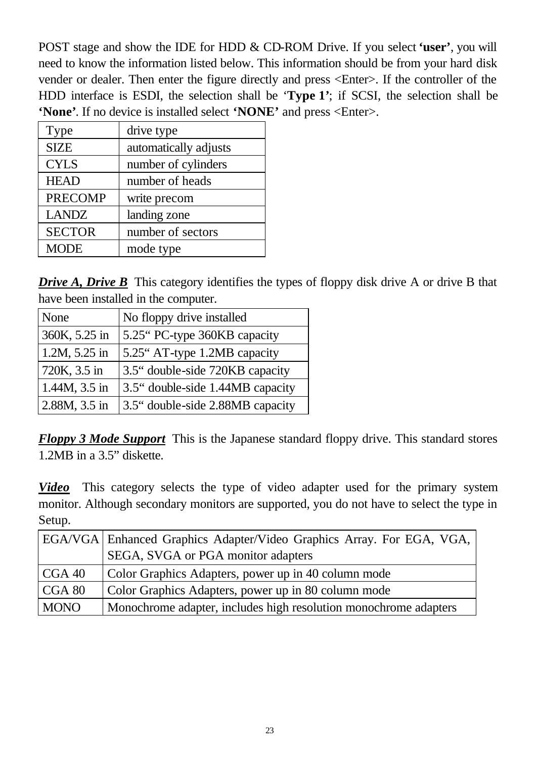POST stage and show the IDE for HDD & CD-ROM Drive. If you select **'user'**, you will need to know the information listed below. This information should be from your hard disk vender or dealer. Then enter the figure directly and press <Enter>. If the controller of the HDD interface is ESDI, the selection shall be '**Type 1'**; if SCSI, the selection shall be **'None'**. If no device is installed select **'NONE'** and press <Enter>.

| | |
|---|---|
| Type | drive type |
| SIZE | automatically adjusts |
| CYLS | number of cylinders |
| HEAD | number of heads |
| PRECOMP | write precom |
| LANDZ | landing zone |
| SECTOR | number of sectors |
| MODE | mode type |

***Drive A, Drive B*** This category identifies the types of floppy disk drive A or drive B that have been installed in the computer.

| | |
|---|---|
| None | No floppy drive installed |
| 360K, 5.25 in | 5.25" PC-type 360KB capacity |
| 1.2M, 5.25 in | 5.25" AT-type 1.2MB capacity |
| 720K, 3.5 in | 3.5" double-side 720KB capacity |
| 1.44M, 3.5 in | 3.5" double-side 1.44MB capacity |
| 2.88M, 3.5 in | 3.5" double-side 2.88MB capacity |

***Floppy 3 Mode Support*** This is the Japanese standard floppy drive. This standard stores 1.2MB in a 3.5" diskette.

***Video*** This category selects the type of video adapter used for the primary system monitor. Although secondary monitors are supported, you do not have to select the type in Setup.

| | |
|---|---|
| EGA/VGA | Enhanced Graphics Adapter/Video Graphics Array. For EGA, VGA, SEGA, SVGA or PGA monitor adapters |
| CGA 40 | Color Graphics Adapters, power up in 40 column mode |
| CGA 80 | Color Graphics Adapters, power up in 80 column mode |
| MONO | Monochrome adapter, includes high resolution monochrome adapters |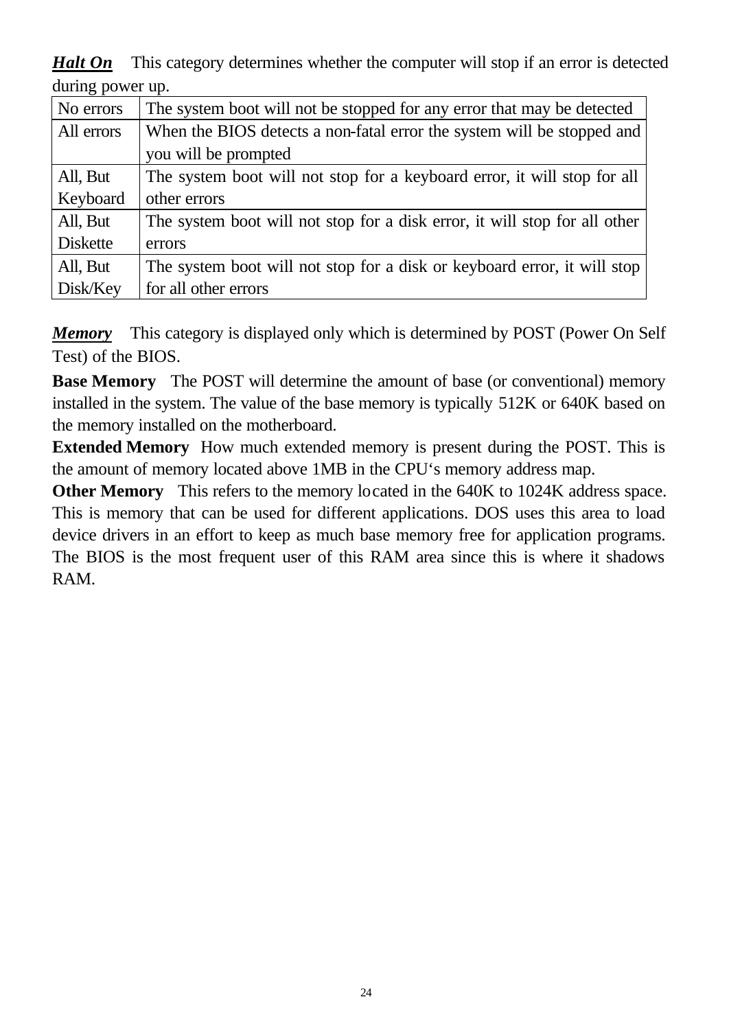***Halt On*** This category determines whether the computer will stop if an error is detected during power up.

| | |
|---|---|
| No errors | The system boot will not be stopped for any error that may be detected |
| All errors | When the BIOS detects a non-fatal error the system will be stopped and you will be prompted |
| All, But Keyboard | The system boot will not stop for a keyboard error, it will stop for all other errors |
| All, But Diskette | The system boot will not stop for a disk error, it will stop for all other errors |
| All, But Disk/Key | The system boot will not stop for a disk or keyboard error, it will stop for all other errors |

***Memory*** This category is displayed only which is determined by POST (Power On Self Test) of the BIOS.

**Base Memory** The POST will determine the amount of base (or conventional) memory installed in the system. The value of the base memory is typically 512K or 640K based on the memory installed on the motherboard.

**Extended Memory** How much extended memory is present during the POST. This is the amount of memory located above 1MB in the CPU's memory address map.

**Other Memory** This refers to the memory located in the 640K to 1024K address space. This is memory that can be used for different applications. DOS uses this area to load device drivers in an effort to keep as much base memory free for application programs. The BIOS is the most frequent user of this RAM area since this is where it shadows RAM.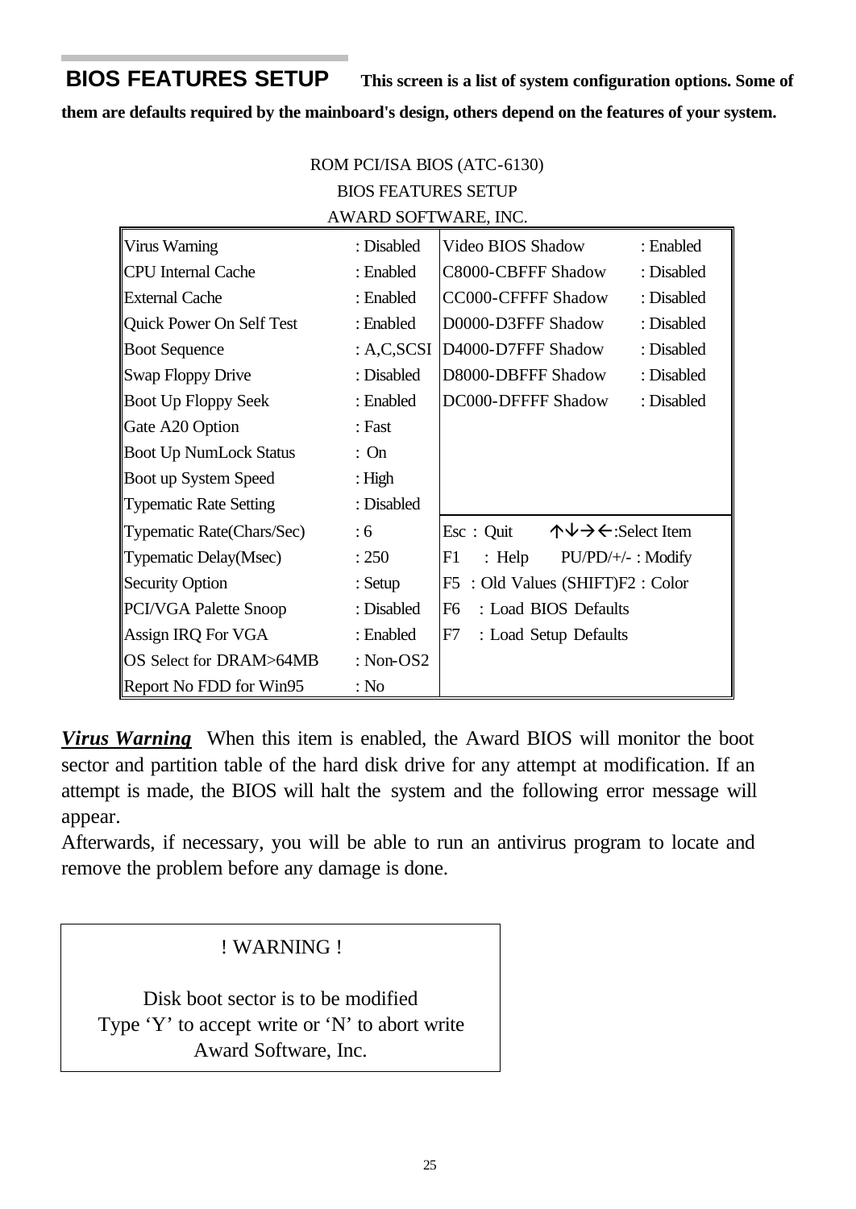## BIOS FEATURES SETUP

**This screen is a list of system configuration options. Some of them are defaults required by the mainboard's design, others depend on the features of your system.**

ROM PCI/ISA BIOS (ATC-6130)
BIOS FEATURES SETUP
AWARD SOFTWARE, INC.

| | | | |
|---|---|---|---|
| Virus Warning | : Disabled | Video BIOS Shadow | : Enabled |
| CPU Internal Cache | : Enabled | C8000-CBFFF Shadow | : Disabled |
| External Cache | : Enabled | CC000-CFFFF Shadow | : Disabled |
| Quick Power On Self Test | : Enabled | D0000-D3FFF Shadow | : Disabled |
| Boot Sequence | : A,C,SCSI | D4000-D7FFF Shadow | : Disabled |
| Swap Floppy Drive | : Disabled | D8000-DBFFF Shadow | : Disabled |
| Boot Up Floppy Seek | : Enabled | DC000-DFFFF Shadow | : Disabled |
| Gate A20 Option | : Fast | | |
| Boot Up NumLock Status | : On | | |
| Boot up System Speed | : High | | |
| Typematic Rate Setting | : Disabled | | |
| Typematic Rate(Chars/Sec) | : 6 | Esc : Quit | ↑↓→←:Select Item |
| Typematic Delay(Msec) | : 250 | F1 : Help | PU/PD/+/- : Modify |
| Security Option | : Setup | F5 : Old Values | (SHIFT)F2 : Color |
| PCI/VGA Palette Snoop | : Disabled | F6 : Load BIOS Defaults | |
| Assign IRQ For VGA | : Enabled | F7 : Load Setup Defaults | |
| OS Select for DRAM>64MB | : Non-OS2 | | |
| Report No FDD for Win95 | : No | | |

***Virus Warning*** When this item is enabled, the Award BIOS will monitor the boot sector and partition table of the hard disk drive for any attempt at modification. If an attempt is made, the BIOS will halt the system and the following error message will appear.

Afterwards, if necessary, you will be able to run an antivirus program to locate and remove the problem before any damage is done.

```
! WARNING !

Disk boot sector is to be modified
Type 'Y' to accept write or 'N' to abort write
Award Software, Inc.
```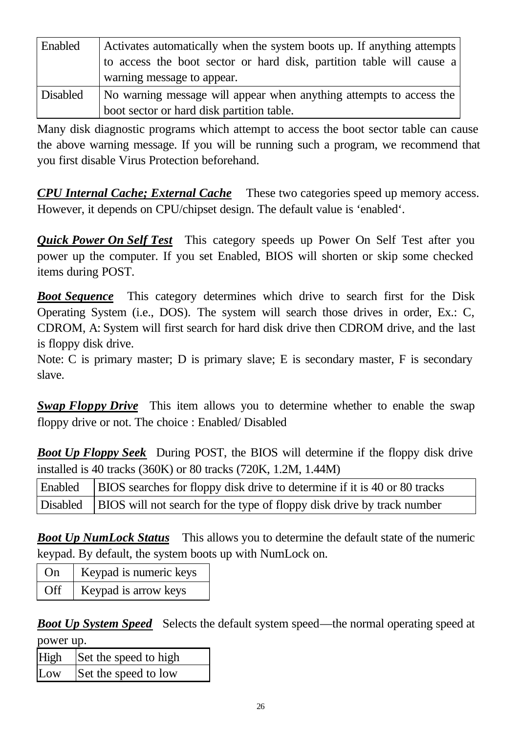| | |
|---|---|
| Enabled | Activates automatically when the system boots up. If anything attempts to access the boot sector or hard disk, partition table will cause a warning message to appear. |
| Disabled | No warning message will appear when anything attempts to access the boot sector or hard disk partition table. |

Many disk diagnostic programs which attempt to access the boot sector table can cause the above warning message. If you will be running such a program, we recommend that you first disable Virus Protection beforehand.

***CPU Internal Cache; External Cache*** These two categories speed up memory access. However, it depends on CPU/chipset design. The default value is 'enabled'.

***Quick Power On Self Test*** This category speeds up Power On Self Test after you power up the computer. If you set Enabled, BIOS will shorten or skip some checked items during POST.

***Boot Sequence*** This category determines which drive to search first for the Disk Operating System (i.e., DOS). The system will search those drives in order, Ex.: C, CDROM, A: System will first search for hard disk drive then CDROM drive, and the last is floppy disk drive.
Note: C is primary master; D is primary slave; E is secondary master, F is secondary slave.

***Swap Floppy Drive*** This item allows you to determine whether to enable the swap floppy drive or not. The choice : Enabled/ Disabled

***Boot Up Floppy Seek*** During POST, the BIOS will determine if the floppy disk drive installed is 40 tracks (360K) or 80 tracks (720K, 1.2M, 1.44M)

| | |
|---|---|
| Enabled | BIOS searches for floppy disk drive to determine if it is 40 or 80 tracks |
| Disabled | BIOS will not search for the type of floppy disk drive by track number |

***Boot Up NumLock Status*** This allows you to determine the default state of the numeric keypad. By default, the system boots up with NumLock on.

| | |
|---|---|
| On | Keypad is numeric keys |
| Off | Keypad is arrow keys |

***Boot Up System Speed*** Selects the default system speed—the normal operating speed at power up.

| | |
|---|---|
| High | Set the speed to high |
| Low | Set the speed to low |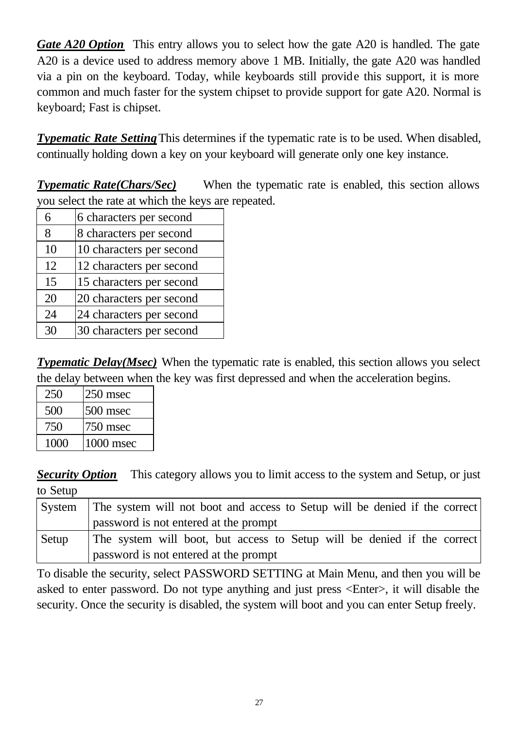***Gate A20 Option*** This entry allows you to select how the gate A20 is handled. The gate A20 is a device used to address memory above 1 MB. Initially, the gate A20 was handled via a pin on the keyboard. Today, while keyboards still provide this support, it is more common and much faster for the system chipset to provide support for gate A20. Normal is keyboard; Fast is chipset.

***Typematic Rate Setting*** This determines if the typematic rate is to be used. When disabled, continually holding down a key on your keyboard will generate only one key instance.

***Typematic Rate(Chars/Sec)*** When the typematic rate is enabled, this section allows you select the rate at which the keys are repeated.

| | |
|---|---|
| 6 | 6 characters per second |
| 8 | 8 characters per second |
| 10 | 10 characters per second |
| 12 | 12 characters per second |
| 15 | 15 characters per second |
| 20 | 20 characters per second |
| 24 | 24 characters per second |
| 30 | 30 characters per second |

***Typematic Delay(Msec)*** When the typematic rate is enabled, this section allows you select the delay between when the key was first depressed and when the acceleration begins.

| | |
|---|---|
| 250 | 250 msec |
| 500 | 500 msec |
| 750 | 750 msec |
| 1000 | 1000 msec |

***Security Option*** This category allows you to limit access to the system and Setup, or just to Setup

| | |
|---|---|
| System | The system will not boot and access to Setup will be denied if the correct password is not entered at the prompt |
| Setup | The system will boot, but access to Setup will be denied if the correct password is not entered at the prompt |

To disable the security, select PASSWORD SETTING at Main Menu, and then you will be asked to enter password. Do not type anything and just press <Enter>, it will disable the security. Once the security is disabled, the system will boot and you can enter Setup freely.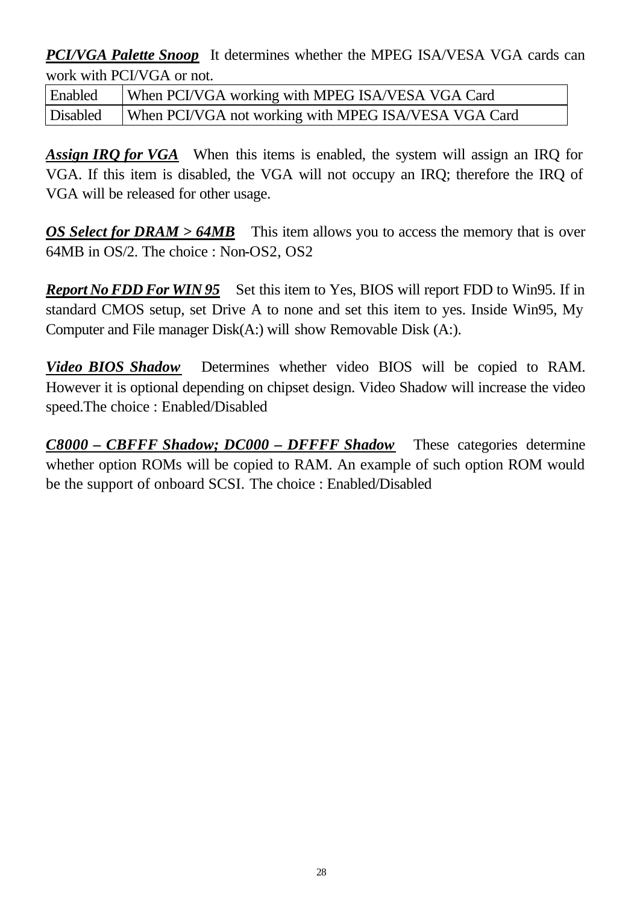***PCI/VGA Palette Snoop*** It determines whether the MPEG ISA/VESA VGA cards can work with PCI/VGA or not.

| | |
|---|---|
| Enabled | When PCI/VGA working with MPEG ISA/VESA VGA Card |
| Disabled | When PCI/VGA not working with MPEG ISA/VESA VGA Card |

***Assign IRQ for VGA*** When this items is enabled, the system will assign an IRQ for VGA. If this item is disabled, the VGA will not occupy an IRQ; therefore the IRQ of VGA will be released for other usage.

***OS Select for DRAM > 64MB*** This item allows you to access the memory that is over 64MB in OS/2. The choice : Non-OS2, OS2

***Report No FDD For WIN 95*** Set this item to Yes, BIOS will report FDD to Win95. If in standard CMOS setup, set Drive A to none and set this item to yes. Inside Win95, My Computer and File manager Disk(A:) will show Removable Disk (A:).

***Video BIOS Shadow*** Determines whether video BIOS will be copied to RAM. However it is optional depending on chipset design. Video Shadow will increase the video speed.The choice : Enabled/Disabled

***C8000 – CBFFF Shadow; DC000 – DFFFF Shadow*** These categories determine whether option ROMs will be copied to RAM. An example of such option ROM would be the support of onboard SCSI. The choice : Enabled/Disabled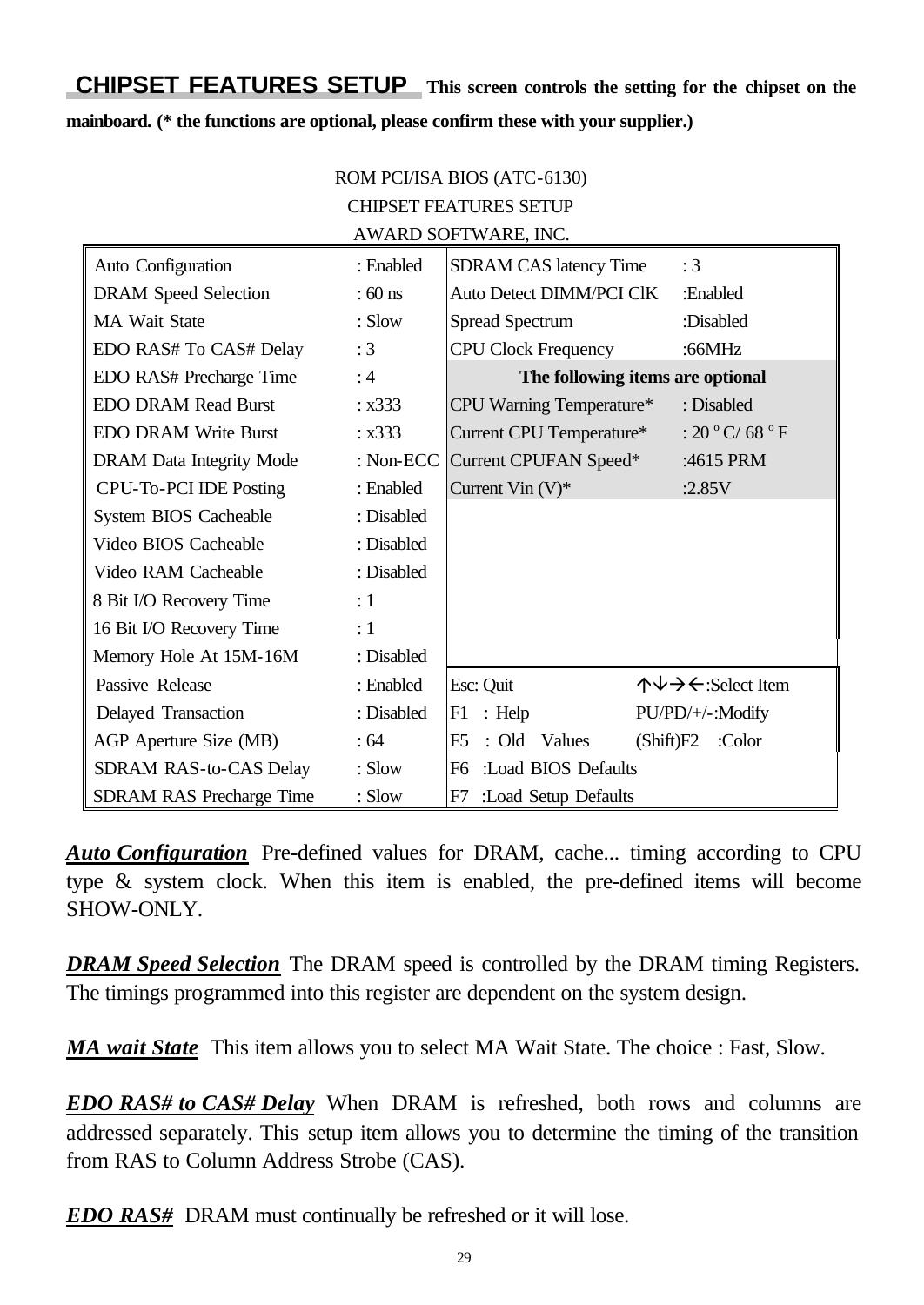## CHIPSET FEATURES SETUP

**This screen controls the setting for the chipset on the mainboard. (* the functions are optional, please confirm these with your supplier.)**

ROM PCI/ISA BIOS (ATC-6130)
CHIPSET FEATURES SETUP
AWARD SOFTWARE, INC.

| | | | |
|---|---|---|---|
| Auto Configuration | : Enabled | SDRAM CAS latency Time | : 3 |
| DRAM Speed Selection | : 60 ns | Auto Detect DIMM/PCI ClK | :Enabled |
| MA Wait State | : Slow | Spread Spectrum | :Disabled |
| EDO RAS# To CAS# Delay | : 3 | CPU Clock Frequency | :66MHz |
| EDO RAS# Precharge Time | : 4 | **The following items are optional** | |
| EDO DRAM Read Burst | : x333 | CPU Warning Temperature* | : Disabled |
| EDO DRAM Write Burst | : x333 | Current CPU Temperature* | : 20 °C/ 68 °F |
| DRAM Data Integrity Mode | : Non-ECC | Current CPUFAN Speed* | :4615 PRM |
| CPU-To-PCI IDE Posting | : Enabled | Current Vin (V)* | :2.85V |
| System BIOS Cacheable | : Disabled | | |
| Video BIOS Cacheable | : Disabled | | |
| Video RAM Cacheable | : Disabled | | |
| 8 Bit I/O Recovery Time | : 1 | | |
| 16 Bit I/O Recovery Time | : 1 | | |
| Memory Hole At 15M-16M | : Disabled | | |
| Passive Release | : Enabled | Esc: Quit | ↑↓→←:Select Item |
| Delayed Transaction | : Disabled | F1 : Help | PU/PD/+/-:Modify |
| AGP Aperture Size (MB) | : 64 | F5 : Old Values | (Shift)F2 :Color |
| SDRAM RAS-to-CAS Delay | : Slow | F6 :Load BIOS Defaults | |
| SDRAM RAS Precharge Time | : Slow | F7 :Load Setup Defaults | |

***Auto Configuration*** Pre-defined values for DRAM, cache... timing according to CPU type & system clock. When this item is enabled, the pre-defined items will become SHOW-ONLY.

***DRAM Speed Selection*** The DRAM speed is controlled by the DRAM timing Registers. The timings programmed into this register are dependent on the system design.

***MA wait State*** This item allows you to select MA Wait State. The choice : Fast, Slow.

***EDO RAS# to CAS# Delay*** When DRAM is refreshed, both rows and columns are addressed separately. This setup item allows you to determine the timing of the transition from RAS to Column Address Strobe (CAS).

***EDO RAS#*** DRAM must continually be refreshed or it will lose.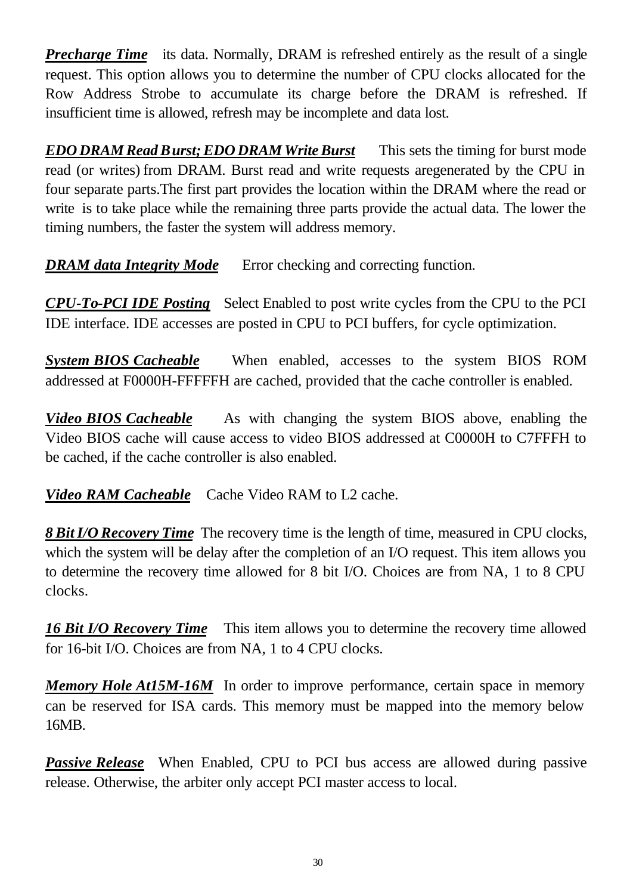***Precharge Time*** its data. Normally, DRAM is refreshed entirely as the result of a single request. This option allows you to determine the number of CPU clocks allocated for the Row Address Strobe to accumulate its charge before the DRAM is refreshed. If insufficient time is allowed, refresh may be incomplete and data lost.

***EDO DRAM Read Burst; EDO DRAM Write Burst*** This sets the timing for burst mode read (or writes) from DRAM. Burst read and write requests aregenerated by the CPU in four separate parts.The first part provides the location within the DRAM where the read or write is to take place while the remaining three parts provide the actual data. The lower the timing numbers, the faster the system will address memory.

***DRAM data Integrity Mode*** Error checking and correcting function.

***CPU-To-PCI IDE Posting*** Select Enabled to post write cycles from the CPU to the PCI IDE interface. IDE accesses are posted in CPU to PCI buffers, for cycle optimization.

***System BIOS Cacheable*** When enabled, accesses to the system BIOS ROM addressed at F0000H-FFFFFH are cached, provided that the cache controller is enabled.

***Video BIOS Cacheable*** As with changing the system BIOS above, enabling the Video BIOS cache will cause access to video BIOS addressed at C0000H to C7FFFH to be cached, if the cache controller is also enabled.

***Video RAM Cacheable*** Cache Video RAM to L2 cache.

***8 Bit I/O Recovery Time*** The recovery time is the length of time, measured in CPU clocks, which the system will be delay after the completion of an I/O request. This item allows you to determine the recovery time allowed for 8 bit I/O. Choices are from NA, 1 to 8 CPU clocks.

***16 Bit I/O Recovery Time*** This item allows you to determine the recovery time allowed for 16-bit I/O. Choices are from NA, 1 to 4 CPU clocks.

***Memory Hole At15M-16M*** In order to improve performance, certain space in memory can be reserved for ISA cards. This memory must be mapped into the memory below 16MB.

***Passive Release*** When Enabled, CPU to PCI bus access are allowed during passive release. Otherwise, the arbiter only accept PCI master access to local.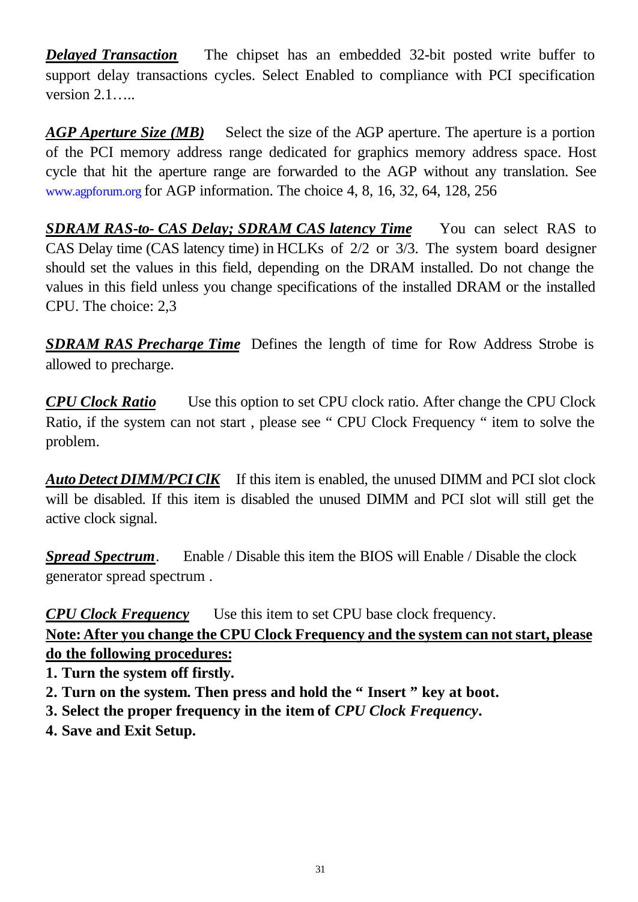***Delayed Transaction*** The chipset has an embedded 32-bit posted write buffer to support delay transactions cycles. Select Enabled to compliance with PCI specification version 2.1…..

***AGP Aperture Size (MB)*** Select the size of the AGP aperture. The aperture is a portion of the PCI memory address range dedicated for graphics memory address space. Host cycle that hit the aperture range are forwarded to the AGP without any translation. See www.agpforum.org for AGP information. The choice 4, 8, 16, 32, 64, 128, 256

***SDRAM RAS-to- CAS Delay; SDRAM CAS latency Time*** You can select RAS to CAS Delay time (CAS latency time) in HCLKs of 2/2 or 3/3. The system board designer should set the values in this field, depending on the DRAM installed. Do not change the values in this field unless you change specifications of the installed DRAM or the installed CPU. The choice: 2,3

***SDRAM RAS Precharge Time*** Defines the length of time for Row Address Strobe is allowed to precharge.

***CPU Clock Ratio*** Use this option to set CPU clock ratio. After change the CPU Clock Ratio, if the system can not start , please see " CPU Clock Frequency " item to solve the problem.

***Auto Detect DIMM/PCI ClK*** If this item is enabled, the unused DIMM and PCI slot clock will be disabled. If this item is disabled the unused DIMM and PCI slot will still get the active clock signal.

***Spread Spectrum***. Enable / Disable this item the BIOS will Enable / Disable the clock generator spread spectrum .

***CPU Clock Frequency*** Use this item to set CPU base clock frequency.

**Note: After you change the CPU Clock Frequency and the system can not start, please do the following procedures:**

**1. Turn the system off firstly.**

**2. Turn on the system. Then press and hold the " Insert " key at boot.**

**3. Select the proper frequency in the item of *CPU Clock Frequency*.**

**4. Save and Exit Setup.**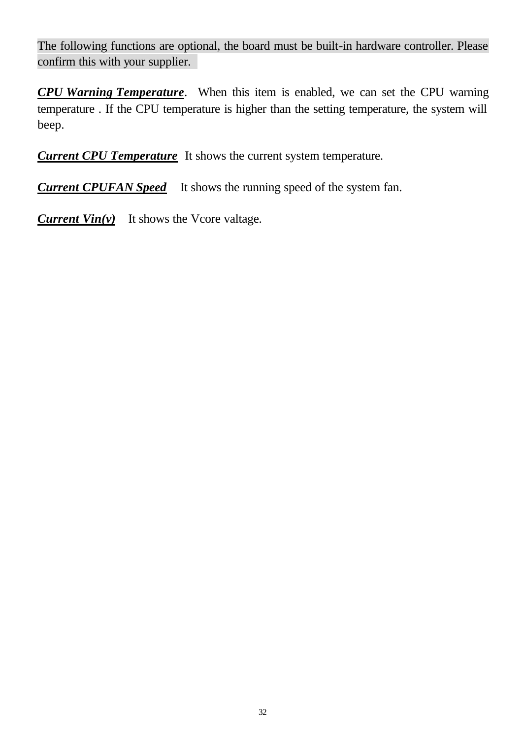The following functions are optional, the board must be built-in hardware controller. Please confirm this with your supplier.

***CPU Warning Temperature***. When this item is enabled, we can set the CPU warning temperature . If the CPU temperature is higher than the setting temperature, the system will beep.

***Current CPU Temperature*** It shows the current system temperature.

***Current CPUFAN Speed*** It shows the running speed of the system fan.

***Current Vin(v)*** It shows the Vcore valtage.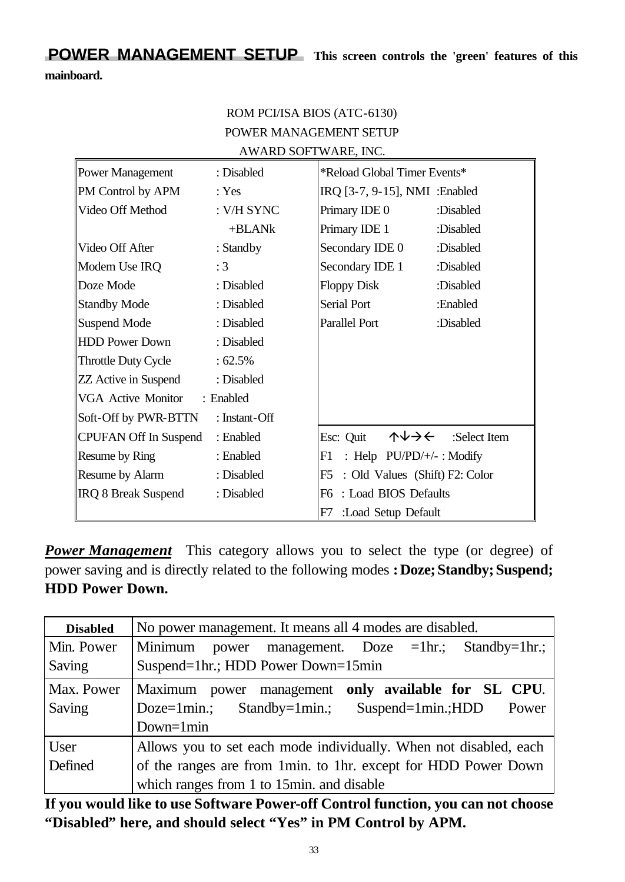## POWER MANAGEMENT SETUP

**This screen controls the 'green' features of this mainboard.**

ROM PCI/ISA BIOS (ATC-6130)
POWER MANAGEMENT SETUP
AWARD SOFTWARE, INC.

| | | | |
|---|---|---|---|
| Power Management | : Disabled | *Reload Global Timer Events* | |
| PM Control by APM | : Yes | IRQ [3-7, 9-15], NMI | :Enabled |
| Video Off Method | : V/H SYNC +BLANk | Primary IDE 0 | :Disabled |
| | | Primary IDE 1 | :Disabled |
| Video Off After | : Standby | Secondary IDE 0 | :Disabled |
| Modem Use IRQ | : 3 | Secondary IDE 1 | :Disabled |
| Doze Mode | : Disabled | Floppy Disk | :Disabled |
| Standby Mode | : Disabled | Serial Port | :Enabled |
| Suspend Mode | : Disabled | Parallel Port | :Disabled |
| HDD Power Down | : Disabled | | |
| Throttle Duty Cycle | : 62.5% | | |
| ZZ Active in Suspend | : Disabled | | |
| VGA Active Monitor | : Enabled | | |
| Soft-Off by PWR-BTTN | : Instant-Off | | |
| CPUFAN Off In Suspend | : Enabled | Esc: Quit ↑↓→← :Select Item | |
| Resume by Ring | : Enabled | F1 : Help PU/PD/+/- : Modify | |
| Resume by Alarm | : Disabled | F5 : Old Values (Shift) F2: Color | |
| IRQ 8 Break Suspend | : Disabled | F6 : Load BIOS Defaults | |
| | | F7 :Load Setup Default | |

***Power Management*** This category allows you to select the type (or degree) of power saving and is directly related to the following modes **: Doze; Standby; Suspend; HDD Power Down.**

| **Disabled** | No power management. It means all 4 modes are disabled. |
|---|---|
| Min. Power Saving | Minimum power management. Doze =1hr.; Standby=1hr.; Suspend=1hr.; HDD Power Down=15min |
| Max. Power Saving | Maximum power management **only available for SL CPU**. Doze=1min.; Standby=1min.; Suspend=1min.;HDD Power Down=1min |
| User Defined | Allows you to set each mode individually. When not disabled, each of the ranges are from 1min. to 1hr. except for HDD Power Down which ranges from 1 to 15min. and disable |

**If you would like to use Software Power-off Control function, you can not choose "Disabled" here, and should select "Yes" in PM Control by APM.**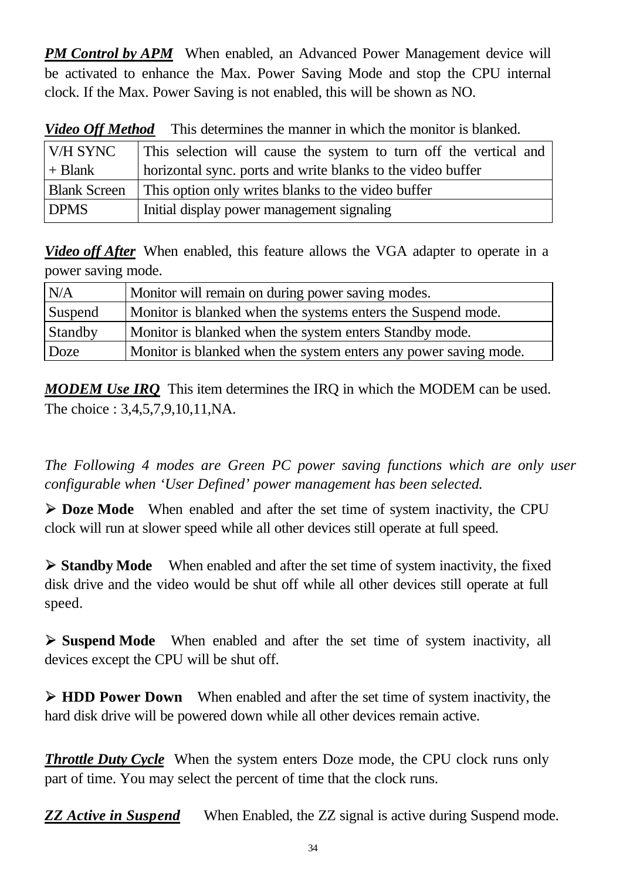***PM Control by APM*** When enabled, an Advanced Power Management device will be activated to enhance the Max. Power Saving Mode and stop the CPU internal clock. If the Max. Power Saving is not enabled, this will be shown as NO.

***Video Off Method*** This determines the manner in which the monitor is blanked.

| | |
|---|---|
| V/H SYNC + Blank | This selection will cause the system to turn off the vertical and horizontal sync. ports and write blanks to the video buffer |
| Blank Screen | This option only writes blanks to the video buffer |
| DPMS | Initial display power management signaling |

***Video off After*** When enabled, this feature allows the VGA adapter to operate in a power saving mode.

| | |
|---|---|
| N/A | Monitor will remain on during power saving modes. |
| Suspend | Monitor is blanked when the systems enters the Suspend mode. |
| Standby | Monitor is blanked when the system enters Standby mode. |
| Doze | Monitor is blanked when the system enters any power saving mode. |

***MODEM Use IRQ*** This item determines the IRQ in which the MODEM can be used. The choice : 3,4,5,7,9,10,11,NA.

*The Following 4 modes are Green PC power saving functions which are only user configurable when 'User Defined' power management has been selected.*

- **Doze Mode** When enabled and after the set time of system inactivity, the CPU clock will run at slower speed while all other devices still operate at full speed.

- **Standby Mode** When enabled and after the set time of system inactivity, the fixed disk drive and the video would be shut off while all other devices still operate at full speed.

- **Suspend Mode** When enabled and after the set time of system inactivity, all devices except the CPU will be shut off.

- **HDD Power Down** When enabled and after the set time of system inactivity, the hard disk drive will be powered down while all other devices remain active.

***Throttle Duty Cycle*** When the system enters Doze mode, the CPU clock runs only part of time. You may select the percent of time that the clock runs.

***ZZ Active in Suspend*** When Enabled, the ZZ signal is active during Suspend mode.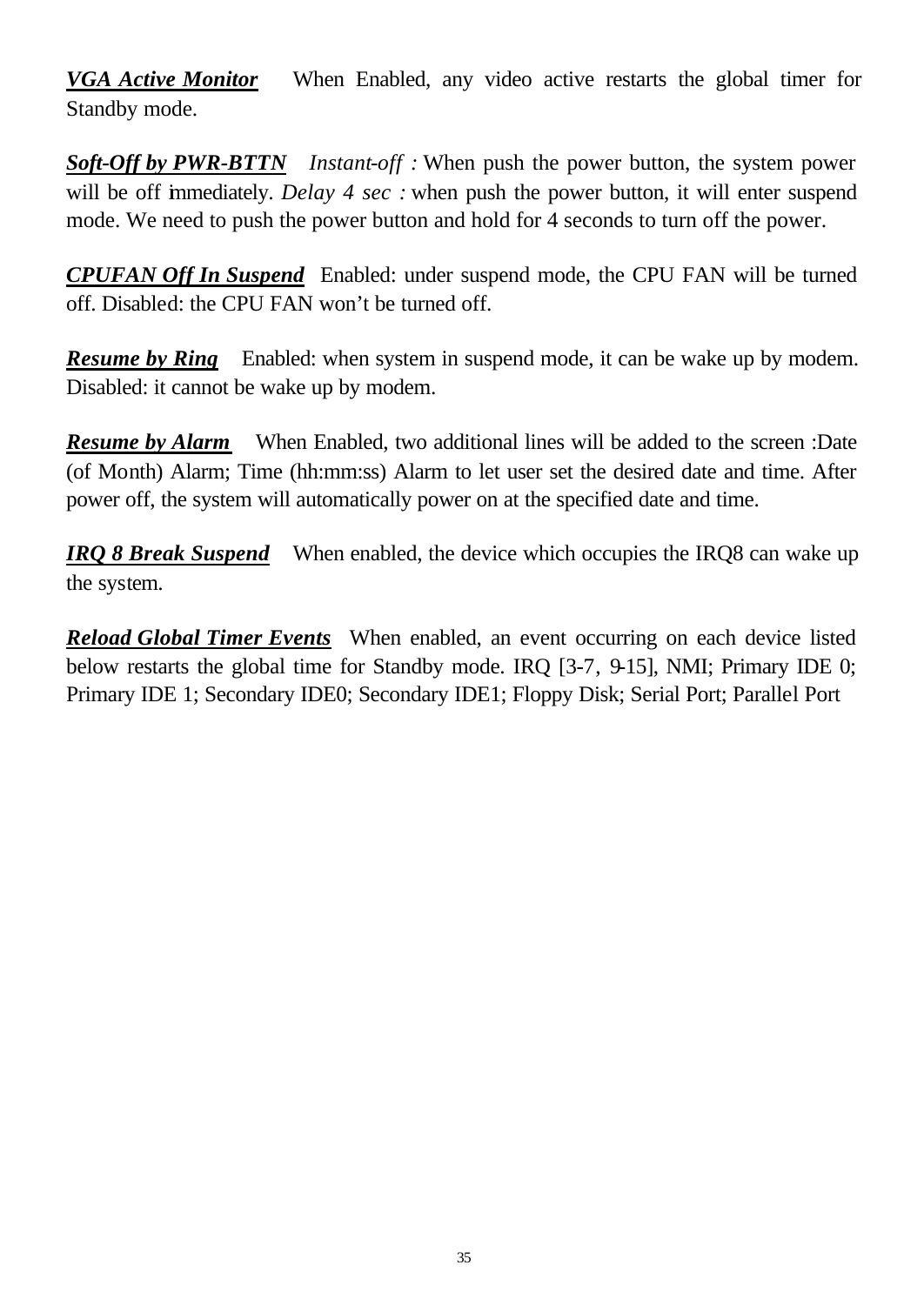***VGA Active Monitor*** When Enabled, any video active restarts the global timer for Standby mode.

***Soft-Off by PWR-BTTN*** *Instant-off :* When push the power button, the system power will be off immediately. *Delay 4 sec :* when push the power button, it will enter suspend mode. We need to push the power button and hold for 4 seconds to turn off the power.

***CPUFAN Off In Suspend*** Enabled: under suspend mode, the CPU FAN will be turned off. Disabled: the CPU FAN won't be turned off.

***Resume by Ring*** Enabled: when system in suspend mode, it can be wake up by modem. Disabled: it cannot be wake up by modem.

***Resume by Alarm*** When Enabled, two additional lines will be added to the screen :Date (of Month) Alarm; Time (hh:mm:ss) Alarm to let user set the desired date and time. After power off, the system will automatically power on at the specified date and time.

***IRQ 8 Break Suspend*** When enabled, the device which occupies the IRQ8 can wake up the system.

***Reload Global Timer Events*** When enabled, an event occurring on each device listed below restarts the global time for Standby mode. IRQ [3-7, 9-15], NMI; Primary IDE 0; Primary IDE 1; Secondary IDE0; Secondary IDE1; Floppy Disk; Serial Port; Parallel Port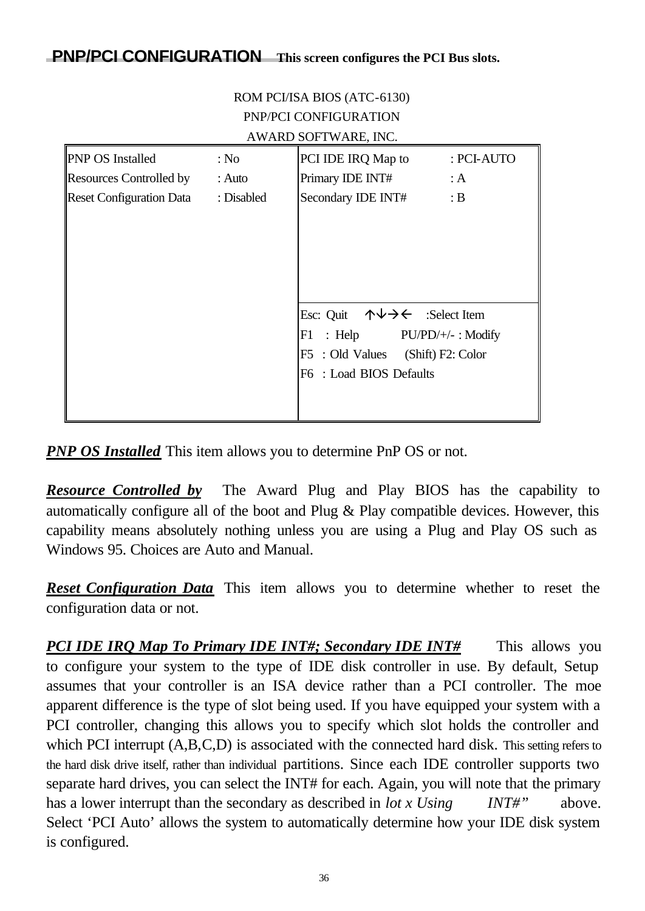## PNP/PCI CONFIGURATION **This screen configures the PCI Bus slots.**

ROM PCI/ISA BIOS (ATC-6130)
PNP/PCI CONFIGURATION
AWARD SOFTWARE, INC.

| | | | |
|---|---|---|---|
| PNP OS Installed | : No | PCI IDE IRQ Map to | : PCI-AUTO |
| Resources Controlled by | : Auto | Primary IDE INT# | : A |
| Reset Configuration Data | : Disabled | Secondary IDE INT# | : B |
| | | Esc: Quit ↑↓→← :Select Item | |
| | | F1 : Help PU/PD/+/- : Modify | |
| | | F5 : Old Values (Shift) F2: Color | |
| | | F6 : Load BIOS Defaults | |

***PNP OS Installed*** This item allows you to determine PnP OS or not.

***Resource Controlled by*** The Award Plug and Play BIOS has the capability to automatically configure all of the boot and Plug & Play compatible devices. However, this capability means absolutely nothing unless you are using a Plug and Play OS such as Windows 95. Choices are Auto and Manual.

***Reset Configuration Data*** This item allows you to determine whether to reset the configuration data or not.

***PCI IDE IRQ Map To Primary IDE INT#; Secondary IDE INT#*** This allows you to configure your system to the type of IDE disk controller in use. By default, Setup assumes that your controller is an ISA device rather than a PCI controller. The moe apparent difference is the type of slot being used. If you have equipped your system with a PCI controller, changing this allows you to specify which slot holds the controller and which PCI interrupt (A,B,C,D) is associated with the connected hard disk. This setting refers to the hard disk drive itself, rather than individual partitions. Since each IDE controller supports two separate hard drives, you can select the INT# for each. Again, you will note that the primary has a lower interrupt than the secondary as described in *lot x Using INT#"* above. Select 'PCI Auto' allows the system to automatically determine how your IDE disk system is configured.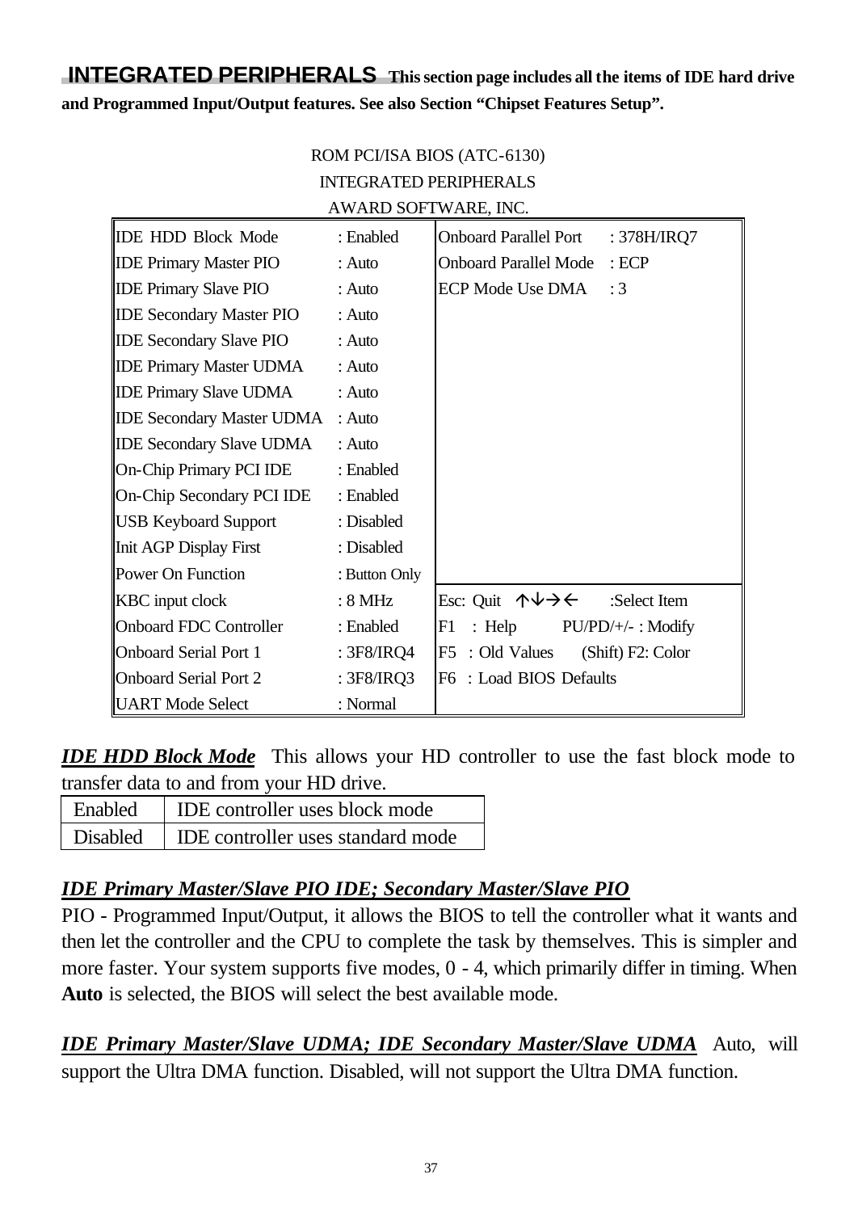## INTEGRATED PERIPHERALS

**This section page includes all the items of IDE hard drive and Programmed Input/Output features. See also Section "Chipset Features Setup".**

ROM PCI/ISA BIOS (ATC-6130)
INTEGRATED PERIPHERALS
AWARD SOFTWARE, INC.

| | | | |
|---|---|---|---|
| IDE HDD Block Mode | : Enabled | Onboard Parallel Port | : 378H/IRQ7 |
| IDE Primary Master PIO | : Auto | Onboard Parallel Mode | : ECP |
| IDE Primary Slave PIO | : Auto | ECP Mode Use DMA | : 3 |
| IDE Secondary Master PIO | : Auto | | |
| IDE Secondary Slave PIO | : Auto | | |
| IDE Primary Master UDMA | : Auto | | |
| IDE Primary Slave UDMA | : Auto | | |
| IDE Secondary Master UDMA | : Auto | | |
| IDE Secondary Slave UDMA | : Auto | | |
| On-Chip Primary PCI IDE | : Enabled | | |
| On-Chip Secondary PCI IDE | : Enabled | | |
| USB Keyboard Support | : Disabled | | |
| Init AGP Display First | : Disabled | | |
| Power On Function | : Button Only | | |
| KBC input clock | : 8 MHz | Esc: Quit ↑↓→← | :Select Item |
| Onboard FDC Controller | : Enabled | F1 : Help | PU/PD/+/- : Modify |
| Onboard Serial Port 1 | : 3F8/IRQ4 | F5 : Old Values | (Shift) F2: Color |
| Onboard Serial Port 2 | : 3F8/IRQ3 | F6 : Load BIOS Defaults | |
| UART Mode Select | : Normal | | |

***IDE HDD Block Mode*** This allows your HD controller to use the fast block mode to transfer data to and from your HD drive.

| | |
|---|---|
| Enabled | IDE controller uses block mode |
| Disabled | IDE controller uses standard mode |

***IDE Primary Master/Slave PIO IDE; Secondary Master/Slave PIO***

PIO - Programmed Input/Output, it allows the BIOS to tell the controller what it wants and then let the controller and the CPU to complete the task by themselves. This is simpler and more faster. Your system supports five modes, 0 - 4, which primarily differ in timing. When **Auto** is selected, the BIOS will select the best available mode.

***IDE Primary Master/Slave UDMA; IDE Secondary Master/Slave UDMA*** Auto, will support the Ultra DMA function. Disabled, will not support the Ultra DMA function.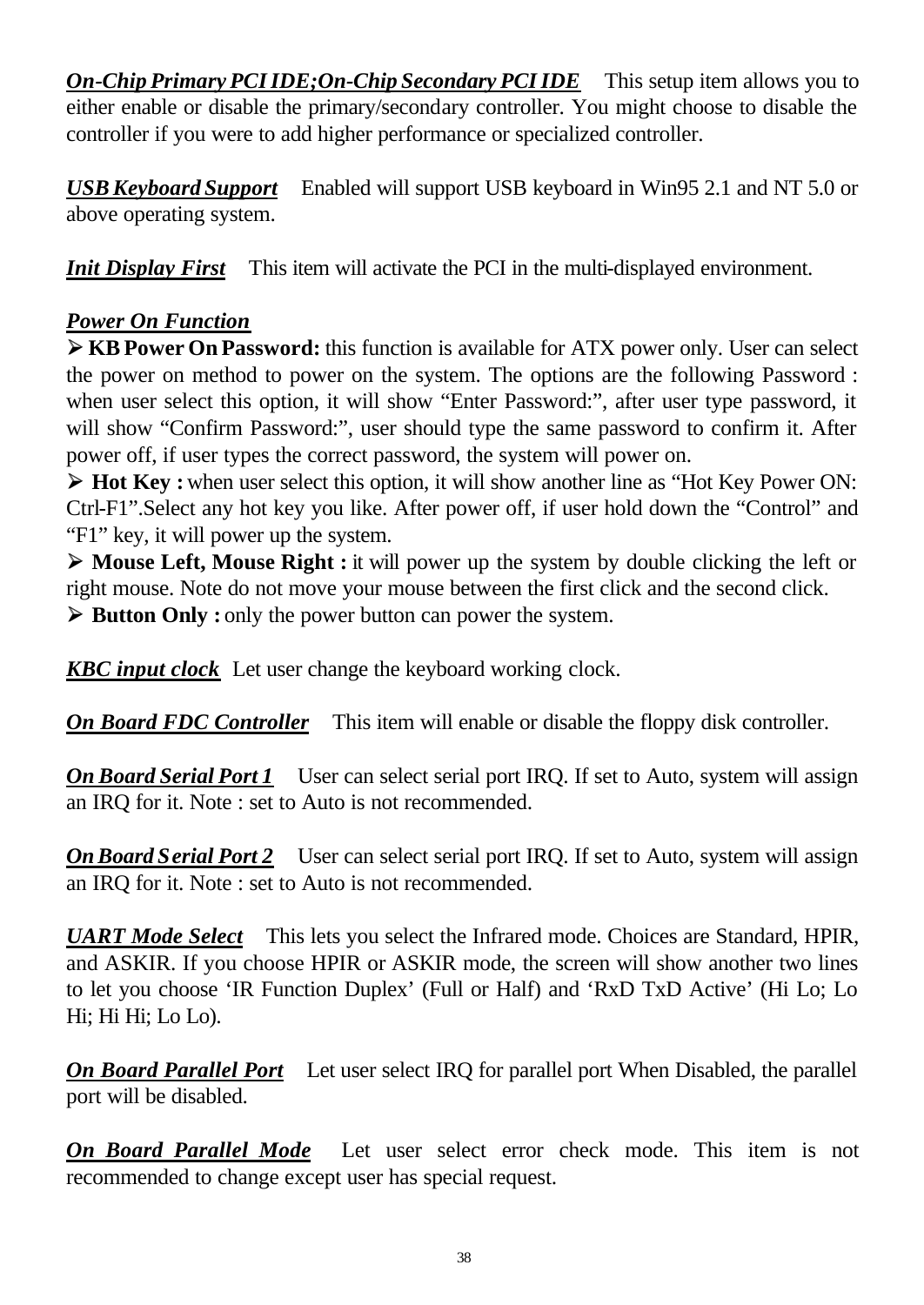***On-Chip Primary PCI IDE;On-Chip Secondary PCI IDE*** This setup item allows you to either enable or disable the primary/secondary controller. You might choose to disable the controller if you were to add higher performance or specialized controller.

***USB Keyboard Support*** Enabled will support USB keyboard in Win95 2.1 and NT 5.0 or above operating system.

***Init Display First*** This item will activate the PCI in the multi-displayed environment.

***Power On Function***

- **KB Power On Password:** this function is available for ATX power only. User can select the power on method to power on the system. The options are the following Password : when user select this option, it will show "Enter Password:", after user type password, it will show "Confirm Password:", user should type the same password to confirm it. After power off, if user types the correct password, the system will power on.
- **Hot Key :** when user select this option, it will show another line as "Hot Key Power ON: Ctrl-F1".Select any hot key you like. After power off, if user hold down the "Control" and "F1" key, it will power up the system.
- **Mouse Left, Mouse Right :** it will power up the system by double clicking the left or right mouse. Note do not move your mouse between the first click and the second click.
- **Button Only :** only the power button can power the system.

***KBC input clock*** Let user change the keyboard working clock.

***On Board FDC Controller*** This item will enable or disable the floppy disk controller.

***On Board Serial Port 1*** User can select serial port IRQ. If set to Auto, system will assign an IRQ for it. Note : set to Auto is not recommended.

***On Board Serial Port 2*** User can select serial port IRQ. If set to Auto, system will assign an IRQ for it. Note : set to Auto is not recommended.

***UART Mode Select*** This lets you select the Infrared mode. Choices are Standard, HPIR, and ASKIR. If you choose HPIR or ASKIR mode, the screen will show another two lines to let you choose 'IR Function Duplex' (Full or Half) and 'RxD TxD Active' (Hi Lo; Lo Hi; Hi Hi; Lo Lo).

***On Board Parallel Port*** Let user select IRQ for parallel port When Disabled, the parallel port will be disabled.

***On Board Parallel Mode*** Let user select error check mode. This item is not recommended to change except user has special request.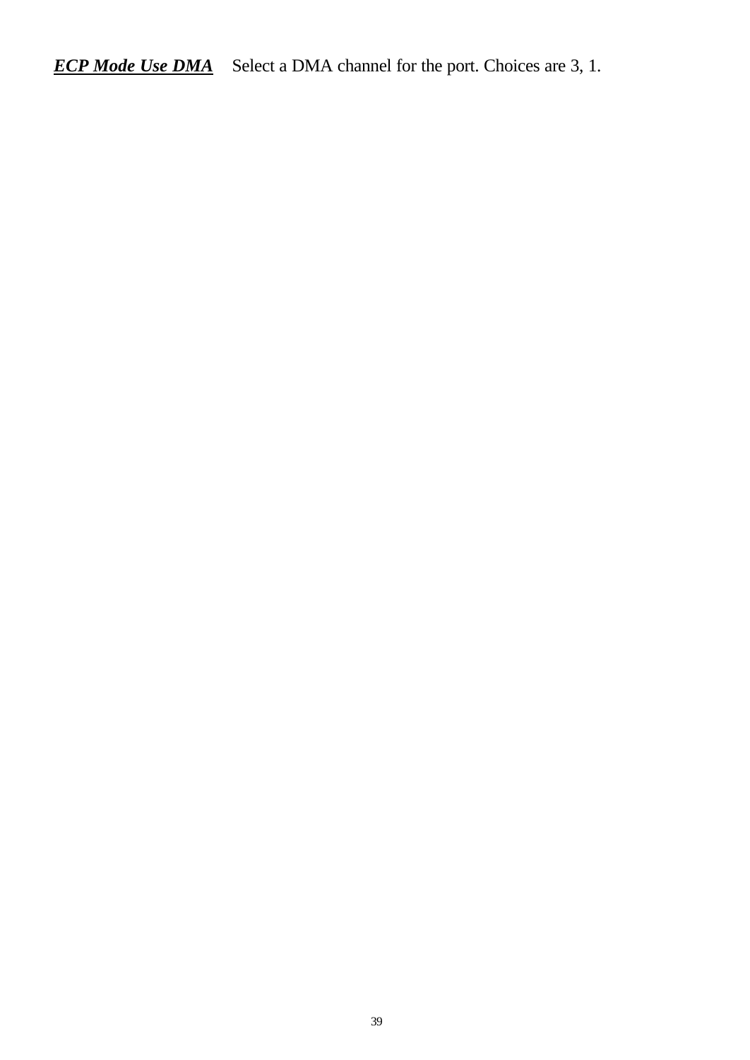***ECP Mode Use DMA*** Select a DMA channel for the port. Choices are 3, 1.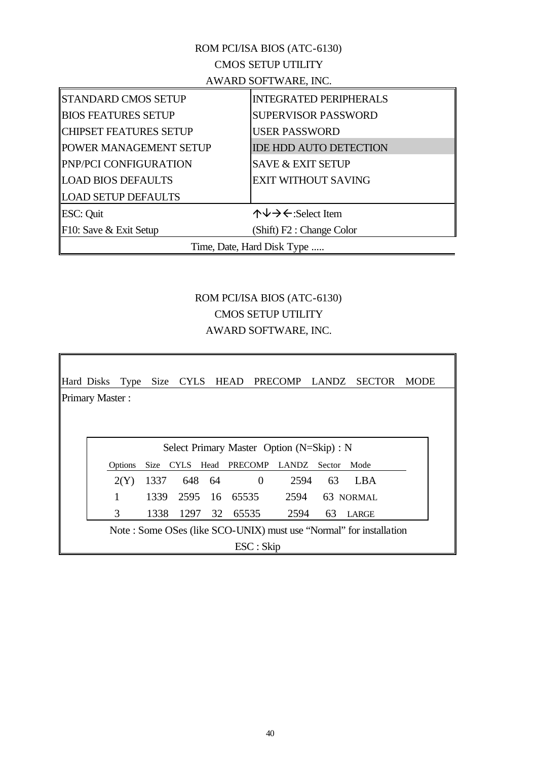ROM PCI/ISA BIOS (ATC-6130)
CMOS SETUP UTILITY
AWARD SOFTWARE, INC.

| | |
|---|---|
| STANDARD CMOS SETUP | INTEGRATED PERIPHERALS |
| BIOS FEATURES SETUP | SUPERVISOR PASSWORD |
| CHIPSET FEATURES SETUP | USER PASSWORD |
| POWER MANAGEMENT SETUP | IDE HDD AUTO DETECTION |
| PNP/PCI CONFIGURATION | SAVE & EXIT SETUP |
| LOAD BIOS DEFAULTS | EXIT WITHOUT SAVING |
| LOAD SETUP DEFAULTS | |
| ESC: Quit | ↑↓→←:Select Item |
| F10: Save & Exit Setup | (Shift) F2 : Change Color |

Time, Date, Hard Disk Type .....

ROM PCI/ISA BIOS (ATC-6130)
CMOS SETUP UTILITY
AWARD SOFTWARE, INC.

| Hard Disks | Type | Size | CYLS | HEAD | PRECOMP | LANDZ | SECTOR | MODE |
|---|---|---|---|---|---|---|---|---|
| Primary Master : | | | | | | | | |

Select Primary Master Option (N=Skip) : N

| Options | Size | CYLS | Head | PRECOMP | LANDZ | Sector | Mode |
|---|---|---|---|---|---|---|---|
| 2(Y) | 1337 | 648 | 64 | 0 | 2594 | 63 | LBA |
| 1 | 1339 | 2595 | 16 | 65535 | 2594 | 63 | NORMAL |
| 3 | 1338 | 1297 | 32 | 65535 | 2594 | 63 | LARGE |

Note : Some OSes (like SCO-UNIX) must use "Normal" for installation

ESC : Skip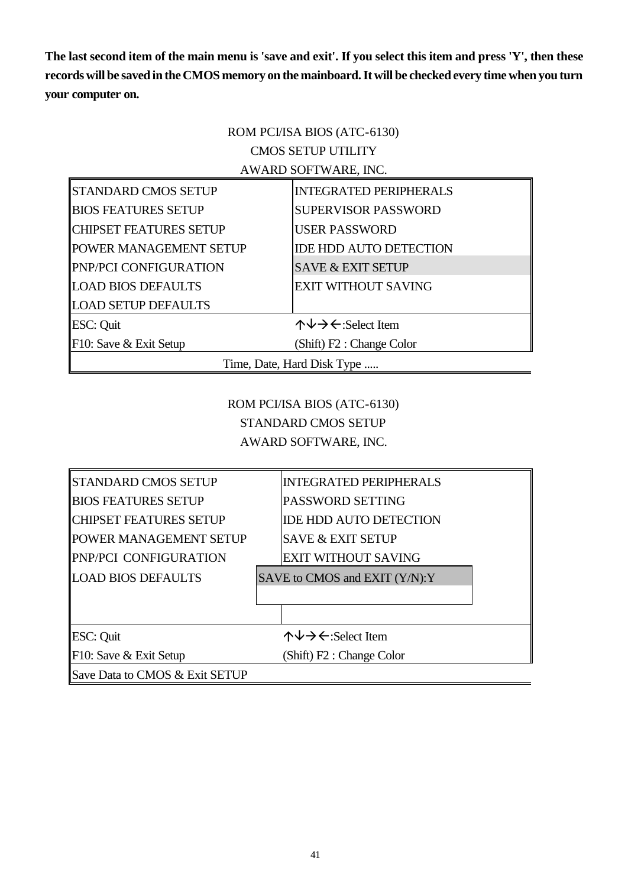**The last second item of the main menu is 'save and exit'. If you select this item and press 'Y', then these records will be saved in the CMOS memory on the mainboard. It will be checked every time when you turn your computer on.**

ROM PCI/ISA BIOS (ATC-6130)
CMOS SETUP UTILITY
AWARD SOFTWARE, INC.

| | |
|---|---|
| STANDARD CMOS SETUP | INTEGRATED PERIPHERALS |
| BIOS FEATURES SETUP | SUPERVISOR PASSWORD |
| CHIPSET FEATURES SETUP | USER PASSWORD |
| POWER MANAGEMENT SETUP | IDE HDD AUTO DETECTION |
| PNP/PCI CONFIGURATION | SAVE & EXIT SETUP |
| LOAD BIOS DEFAULTS | EXIT WITHOUT SAVING |
| LOAD SETUP DEFAULTS | |
| ESC: Quit | ↑↓→←:Select Item |
| F10: Save & Exit Setup | (Shift) F2 : Change Color |
| Time, Date, Hard Disk Type ..... | |

ROM PCI/ISA BIOS (ATC-6130)
STANDARD CMOS SETUP
AWARD SOFTWARE, INC.

| | |
|---|---|
| STANDARD CMOS SETUP | INTEGRATED PERIPHERALS |
| BIOS FEATURES SETUP | PASSWORD SETTING |
| CHIPSET FEATURES SETUP | IDE HDD AUTO DETECTION |
| POWER MANAGEMENT SETUP | SAVE & EXIT SETUP |
| PNP/PCI CONFIGURATION | EXIT WITHOUT SAVING |
| LOAD BIOS DEFAULTS | SAVE to CMOS and EXIT (Y/N):Y |
| ESC: Quit | ↑↓→←:Select Item |
| F10: Save & Exit Setup | (Shift) F2 : Change Color |
| Save Data to CMOS & Exit SETUP | |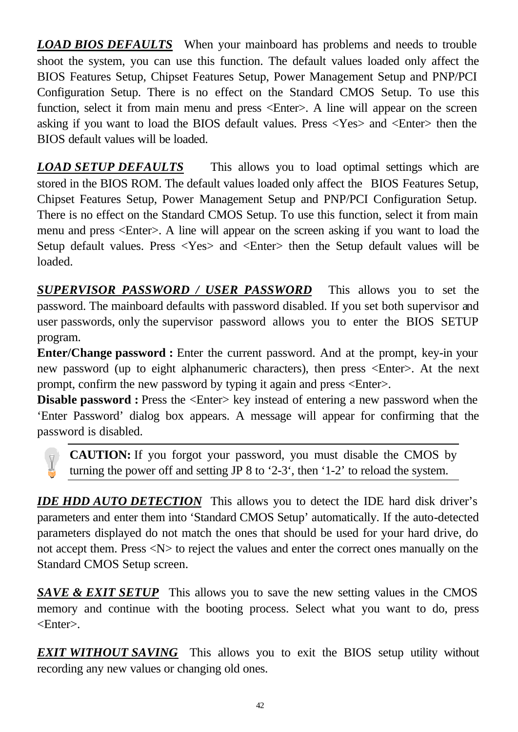***LOAD BIOS DEFAULTS*** When your mainboard has problems and needs to trouble shoot the system, you can use this function. The default values loaded only affect the BIOS Features Setup, Chipset Features Setup, Power Management Setup and PNP/PCI Configuration Setup. There is no effect on the Standard CMOS Setup. To use this function, select it from main menu and press <Enter>. A line will appear on the screen asking if you want to load the BIOS default values. Press <Yes> and <Enter> then the BIOS default values will be loaded.

***LOAD SETUP DEFAULTS*** This allows you to load optimal settings which are stored in the BIOS ROM. The default values loaded only affect the BIOS Features Setup, Chipset Features Setup, Power Management Setup and PNP/PCI Configuration Setup. There is no effect on the Standard CMOS Setup. To use this function, select it from main menu and press <Enter>. A line will appear on the screen asking if you want to load the Setup default values. Press <Yes> and <Enter> then the Setup default values will be loaded.

***SUPERVISOR PASSWORD / USER PASSWORD*** This allows you to set the password. The mainboard defaults with password disabled. If you set both supervisor and user passwords, only the supervisor password allows you to enter the BIOS SETUP program.

**Enter/Change password :** Enter the current password. And at the prompt, key-in your new password (up to eight alphanumeric characters), then press <Enter>. At the next prompt, confirm the new password by typing it again and press <Enter>.

**Disable password :** Press the <Enter> key instead of entering a new password when the 'Enter Password' dialog box appears. A message will appear for confirming that the password is disabled.

**CAUTION:** If you forgot your password, you must disable the CMOS by turning the power off and setting JP 8 to '2-3', then '1-2' to reload the system.

***IDE HDD AUTO DETECTION*** This allows you to detect the IDE hard disk driver's parameters and enter them into 'Standard CMOS Setup' automatically. If the auto-detected parameters displayed do not match the ones that should be used for your hard drive, do not accept them. Press <N> to reject the values and enter the correct ones manually on the Standard CMOS Setup screen.

***SAVE & EXIT SETUP*** This allows you to save the new setting values in the CMOS memory and continue with the booting process. Select what you want to do, press <Enter>.

***EXIT WITHOUT SAVING*** This allows you to exit the BIOS setup utility without recording any new values or changing old ones.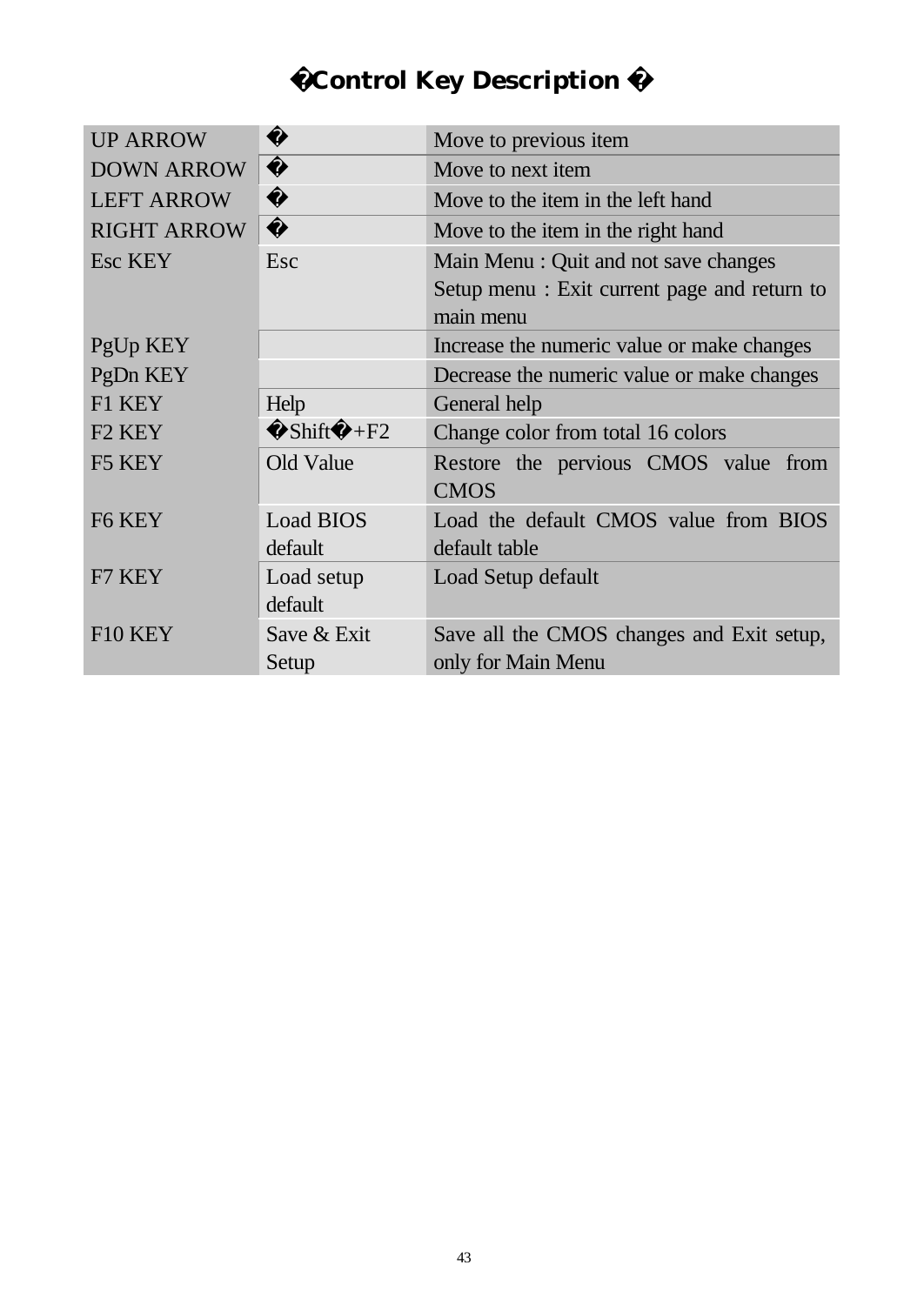# �Control Key Description �

| | | |
|---|---|---|
| UP ARROW | � | Move to previous item |
| DOWN ARROW | � | Move to next item |
| LEFT ARROW | � | Move to the item in the left hand |
| RIGHT ARROW | � | Move to the item in the right hand |
| Esc KEY | Esc | Main Menu : Quit and not save changes<br>Setup menu : Exit current page and return to main menu |
| PgUp KEY | | Increase the numeric value or make changes |
| PgDn KEY | | Decrease the numeric value or make changes |
| F1 KEY | Help | General help |
| F2 KEY | �Shift�+F2 | Change color from total 16 colors |
| F5 KEY | Old Value | Restore the pervious CMOS value from CMOS |
| F6 KEY | Load BIOS default | Load the default CMOS value from BIOS default table |
| F7 KEY | Load setup default | Load Setup default |
| F10 KEY | Save & Exit Setup | Save all the CMOS changes and Exit setup, only for Main Menu |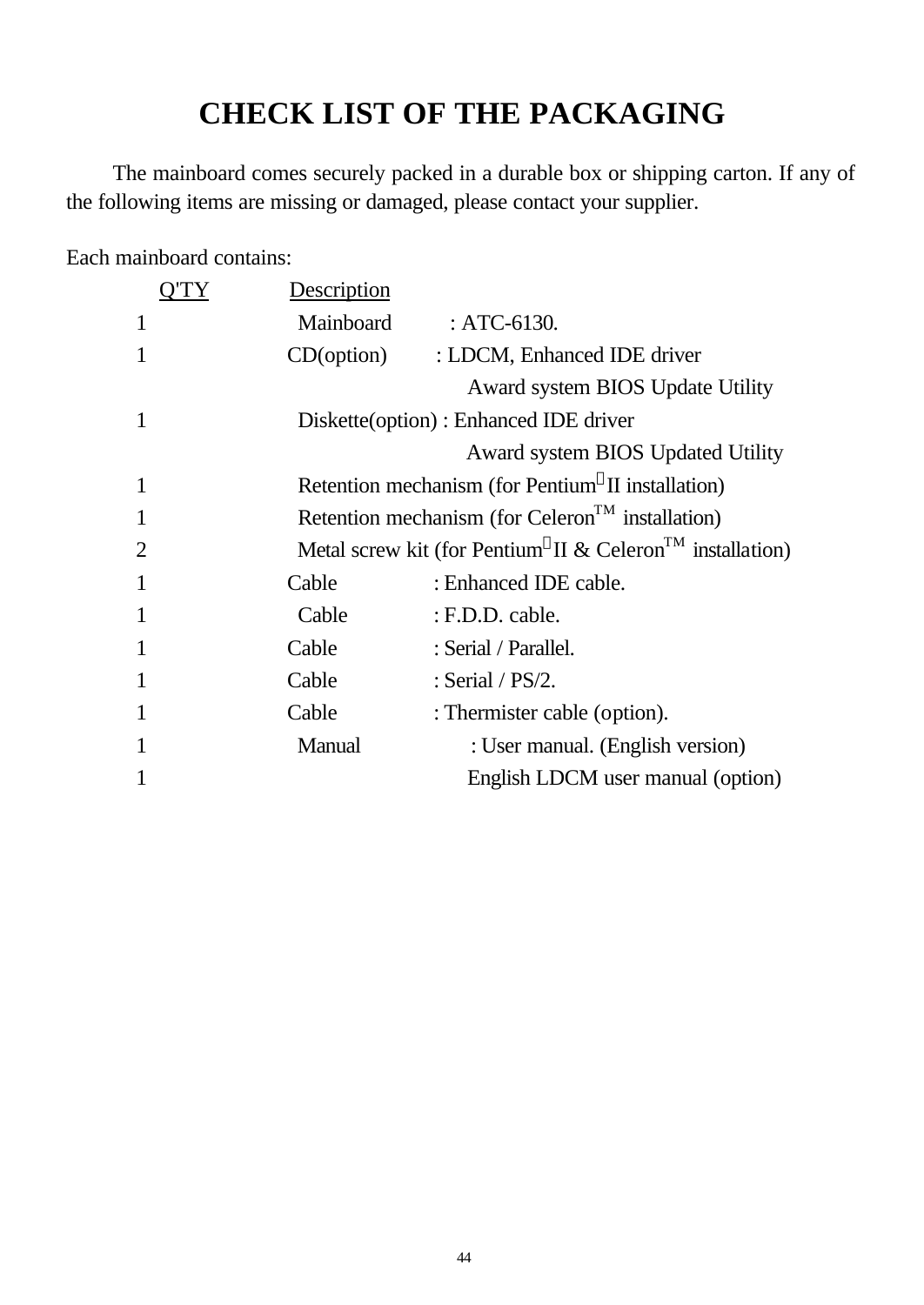# CHECK LIST OF THE PACKAGING

The mainboard comes securely packed in a durable box or shipping carton. If any of the following items are missing or damaged, please contact your supplier.

Each mainboard contains:

| Q'TY | Description | |
|---|---|---|
| 1 | Mainboard | : ATC-6130. |
| 1 | CD(option) | : LDCM, Enhanced IDE driver<br>Award system BIOS Update Utility |
| 1 | Diskette(option) | : Enhanced IDE driver<br>Award system BIOS Updated Utility |
| 1 | Retention mechanism (for Pentium®II installation) | |
| 1 | Retention mechanism (for Celeron™ installation) | |
| 2 | Metal screw kit (for Pentium®II & Celeron™ installation) | |
| 1 | Cable | : Enhanced IDE cable. |
| 1 | Cable | : F.D.D. cable. |
| 1 | Cable | : Serial / Parallel. |
| 1 | Cable | : Serial / PS/2. |
| 1 | Cable | : Thermister cable (option). |
| 1 | Manual | : User manual. (English version) |
| 1 | | English LDCM user manual (option) |